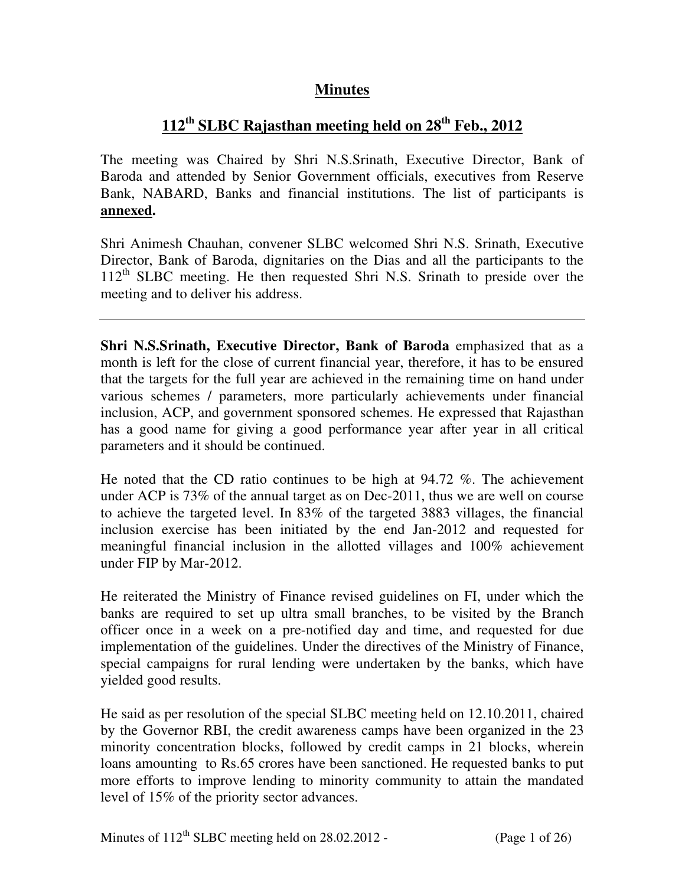# Minutes

## 112th SLBC Rajasthan meeting held on 28th Feb., 2012

The meeting was Chaired by Shri N.S.Srinath, Executive Director, Bank of Baroda and attended by Senior Government officials, executives from Reserve Bank, NABARD, Banks and financial institutions. The list of participants is **annexed.**

Shri Animesh Chauhan, convener SLBC welcomed Shri N.S. Srinath, Executive Director, Bank of Baroda, dignitaries on the Dias and all the participants to the 112th SLBC meeting. He then requested Shri N.S. Srinath to preside over the meeting and to deliver his address.

---

**Shri N.S.Srinath, Executive Director, Bank of Baroda** emphasized that as a month is left for the close of current financial year, therefore, it has to be ensured that the targets for the full year are achieved in the remaining time on hand under various schemes / parameters, more particularly achievements under financial inclusion, ACP, and government sponsored schemes. He expressed that Rajasthan has a good name for giving a good performance year after year in all critical parameters and it should be continued.

He noted that the CD ratio continues to be high at 94.72 %. The achievement under ACP is 73% of the annual target as on Dec-2011, thus we are well on course to achieve the targeted level. In 83% of the targeted 3883 villages, the financial inclusion exercise has been initiated by the end Jan-2012 and requested for meaningful financial inclusion in the allotted villages and 100% achievement under FIP by Mar-2012.

He reiterated the Ministry of Finance revised guidelines on FI, under which the banks are required to set up ultra small branches, to be visited by the Branch officer once in a week on a pre-notified day and time, and requested for due implementation of the guidelines. Under the directives of the Ministry of Finance, special campaigns for rural lending were undertaken by the banks, which have yielded good results.

He said as per resolution of the special SLBC meeting held on 12.10.2011, chaired by the Governor RBI, the credit awareness camps have been organized in the 23 minority concentration blocks, followed by credit camps in 21 blocks, wherein loans amounting to Rs.65 crores have been sanctioned. He requested banks to put more efforts to improve lending to minority community to attain the mandated level of 15% of the priority sector advances.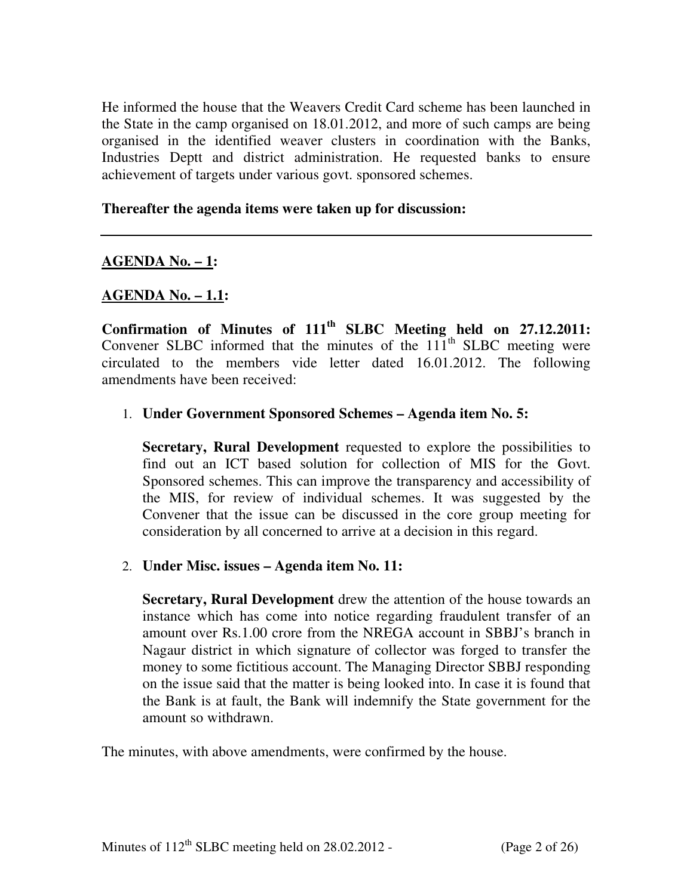He informed the house that the Weavers Credit Card scheme has been launched in the State in the camp organised on 18.01.2012, and more of such camps are being organised in the identified weaver clusters in coordination with the Banks, Industries Deptt and district administration. He requested banks to ensure achievement of targets under various govt. sponsored schemes.

**Thereafter the agenda items were taken up for discussion:**

---

## AGENDA No. – 1:

### AGENDA No. – 1.1:

**Confirmation of Minutes of 111th SLBC Meeting held on 27.12.2011:** Convener SLBC informed that the minutes of the 111th SLBC meeting were circulated to the members vide letter dated 16.01.2012. The following amendments have been received:

1. **Under Government Sponsored Schemes – Agenda item No. 5:**

   **Secretary, Rural Development** requested to explore the possibilities to find out an ICT based solution for collection of MIS for the Govt. Sponsored schemes. This can improve the transparency and accessibility of the MIS, for review of individual schemes. It was suggested by the Convener that the issue can be discussed in the core group meeting for consideration by all concerned to arrive at a decision in this regard.

2. **Under Misc. issues – Agenda item No. 11:**

   **Secretary, Rural Development** drew the attention of the house towards an instance which has come into notice regarding fraudulent transfer of an amount over Rs.1.00 crore from the NREGA account in SBBJ's branch in Nagaur district in which signature of collector was forged to transfer the money to some fictitious account. The Managing Director SBBJ responding on the issue said that the matter is being looked into. In case it is found that the Bank is at fault, the Bank will indemnify the State government for the amount so withdrawn.

The minutes, with above amendments, were confirmed by the house.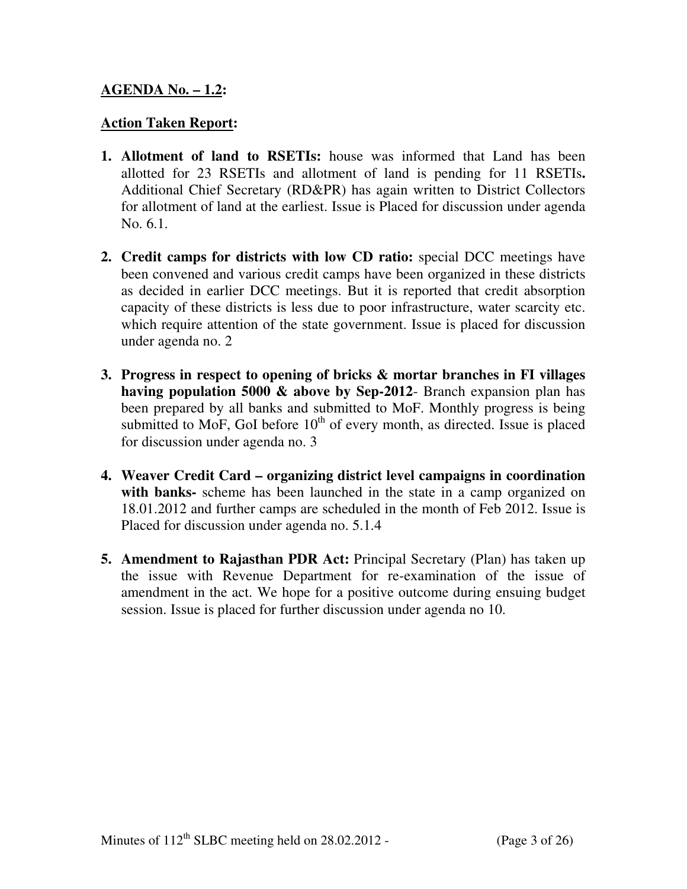**AGENDA No. – 1.2:**

**Action Taken Report:**

1. **Allotment of land to RSETIs:** house was informed that Land has been allotted for 23 RSETIs and allotment of land is pending for 11 RSETIs**.** Additional Chief Secretary (RD&PR) has again written to District Collectors for allotment of land at the earliest. Issue is Placed for discussion under agenda No. 6.1.

2. **Credit camps for districts with low CD ratio:** special DCC meetings have been convened and various credit camps have been organized in these districts as decided in earlier DCC meetings. But it is reported that credit absorption capacity of these districts is less due to poor infrastructure, water scarcity etc. which require attention of the state government. Issue is placed for discussion under agenda no. 2

3. **Progress in respect to opening of bricks & mortar branches in FI villages having population 5000 & above by Sep-2012**- Branch expansion plan has been prepared by all banks and submitted to MoF. Monthly progress is being submitted to MoF, GoI before 10th of every month, as directed. Issue is placed for discussion under agenda no. 3

4. **Weaver Credit Card – organizing district level campaigns in coordination with banks-** scheme has been launched in the state in a camp organized on 18.01.2012 and further camps are scheduled in the month of Feb 2012. Issue is Placed for discussion under agenda no. 5.1.4

5. **Amendment to Rajasthan PDR Act:** Principal Secretary (Plan) has taken up the issue with Revenue Department for re-examination of the issue of amendment in the act. We hope for a positive outcome during ensuing budget session. Issue is placed for further discussion under agenda no 10.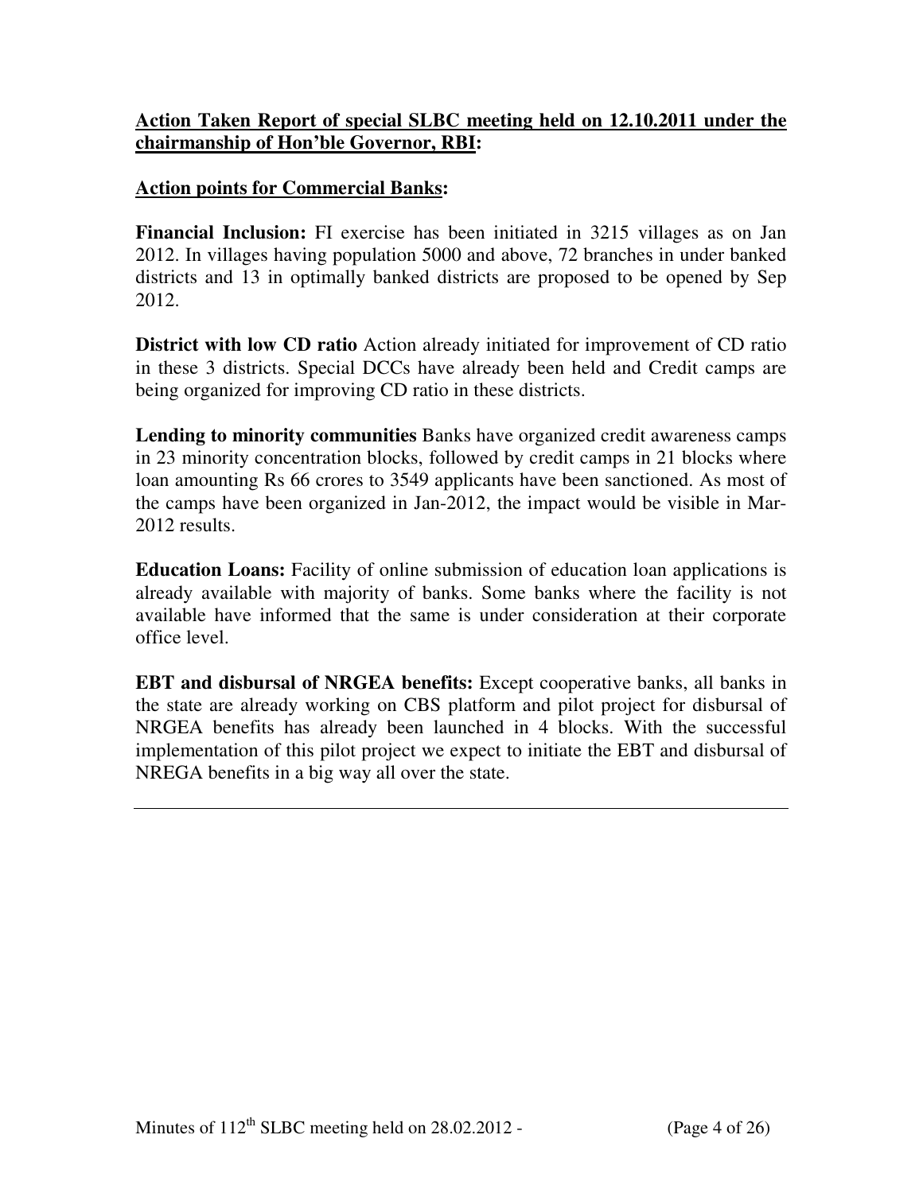**<u>Action Taken Report of special SLBC meeting held on 12.10.2011 under the chairmanship of Hon'ble Governor, RBI</u>:**

**<u>Action points for Commercial Banks</u>:**

**Financial Inclusion:** FI exercise has been initiated in 3215 villages as on Jan 2012. In villages having population 5000 and above, 72 branches in under banked districts and 13 in optimally banked districts are proposed to be opened by Sep 2012.

**District with low CD ratio** Action already initiated for improvement of CD ratio in these 3 districts. Special DCCs have already been held and Credit camps are being organized for improving CD ratio in these districts.

**Lending to minority communities** Banks have organized credit awareness camps in 23 minority concentration blocks, followed by credit camps in 21 blocks where loan amounting Rs 66 crores to 3549 applicants have been sanctioned. As most of the camps have been organized in Jan-2012, the impact would be visible in Mar-2012 results.

**Education Loans:** Facility of online submission of education loan applications is already available with majority of banks. Some banks where the facility is not available have informed that the same is under consideration at their corporate office level.

**EBT and disbursal of NRGEA benefits:** Except cooperative banks, all banks in the state are already working on CBS platform and pilot project for disbursal of NRGEA benefits has already been launched in 4 blocks. With the successful implementation of this pilot project we expect to initiate the EBT and disbursal of NREGA benefits in a big way all over the state.

---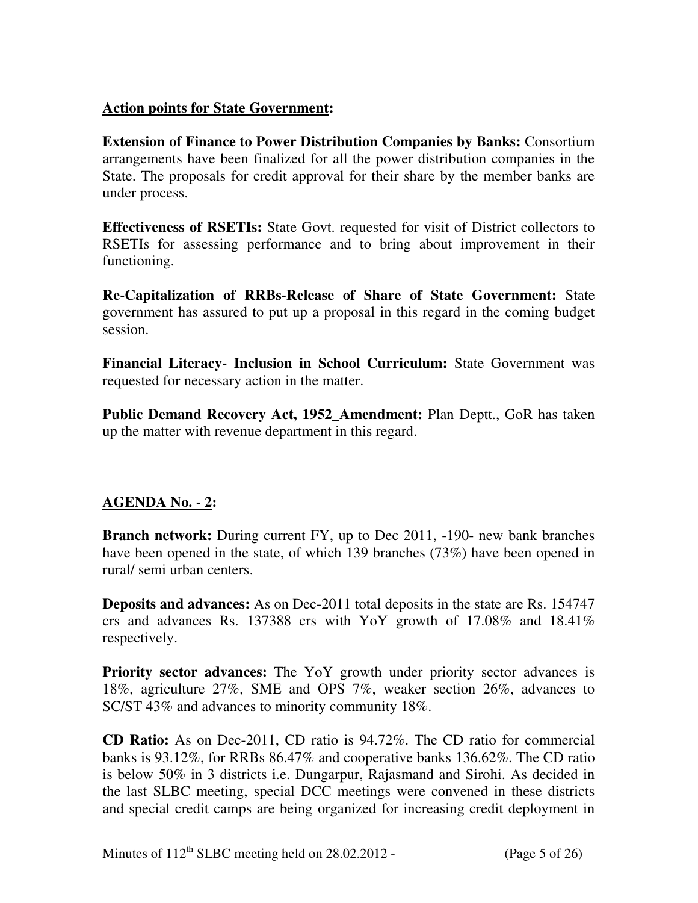**Action points for State Government:**

**Extension of Finance to Power Distribution Companies by Banks:** Consortium arrangements have been finalized for all the power distribution companies in the State. The proposals for credit approval for their share by the member banks are under process.

**Effectiveness of RSETIs:** State Govt. requested for visit of District collectors to RSETIs for assessing performance and to bring about improvement in their functioning.

**Re-Capitalization of RRBs-Release of Share of State Government:** State government has assured to put up a proposal in this regard in the coming budget session.

**Financial Literacy- Inclusion in School Curriculum:** State Government was requested for necessary action in the matter.

**Public Demand Recovery Act, 1952_Amendment:** Plan Deptt., GoR has taken up the matter with revenue department in this regard.

---

**AGENDA No. - 2:**

**Branch network:** During current FY, up to Dec 2011, -190- new bank branches have been opened in the state, of which 139 branches (73%) have been opened in rural/ semi urban centers.

**Deposits and advances:** As on Dec-2011 total deposits in the state are Rs. 154747 crs and advances Rs. 137388 crs with YoY growth of 17.08% and 18.41% respectively.

**Priority sector advances:** The YoY growth under priority sector advances is 18%, agriculture 27%, SME and OPS 7%, weaker section 26%, advances to SC/ST 43% and advances to minority community 18%.

**CD Ratio:** As on Dec-2011, CD ratio is 94.72%. The CD ratio for commercial banks is 93.12%, for RRBs 86.47% and cooperative banks 136.62%. The CD ratio is below 50% in 3 districts i.e. Dungarpur, Rajasmand and Sirohi. As decided in the last SLBC meeting, special DCC meetings were convened in these districts and special credit camps are being organized for increasing credit deployment in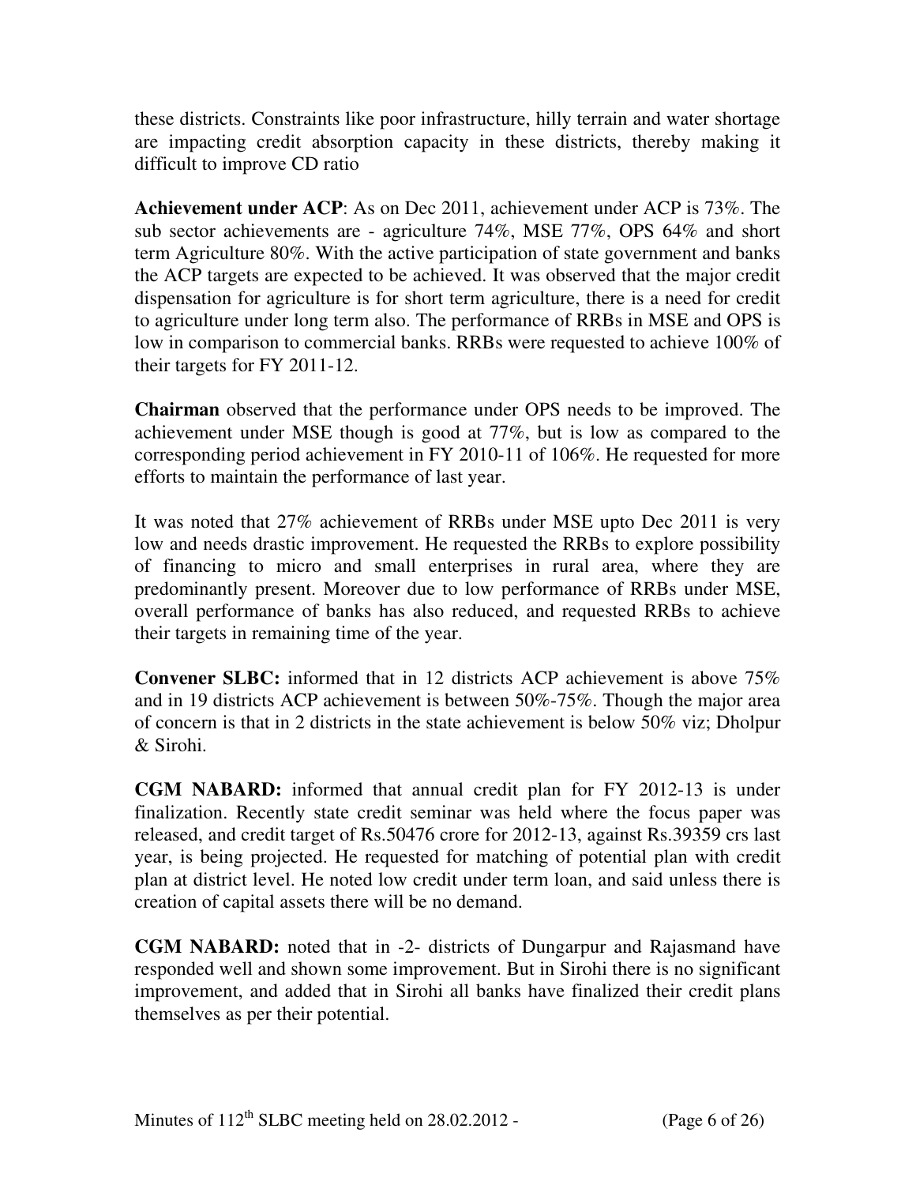these districts. Constraints like poor infrastructure, hilly terrain and water shortage are impacting credit absorption capacity in these districts, thereby making it difficult to improve CD ratio

**Achievement under ACP**: As on Dec 2011, achievement under ACP is 73%. The sub sector achievements are - agriculture 74%, MSE 77%, OPS 64% and short term Agriculture 80%. With the active participation of state government and banks the ACP targets are expected to be achieved. It was observed that the major credit dispensation for agriculture is for short term agriculture, there is a need for credit to agriculture under long term also. The performance of RRBs in MSE and OPS is low in comparison to commercial banks. RRBs were requested to achieve 100% of their targets for FY 2011-12.

**Chairman** observed that the performance under OPS needs to be improved. The achievement under MSE though is good at 77%, but is low as compared to the corresponding period achievement in FY 2010-11 of 106%. He requested for more efforts to maintain the performance of last year.

It was noted that 27% achievement of RRBs under MSE upto Dec 2011 is very low and needs drastic improvement. He requested the RRBs to explore possibility of financing to micro and small enterprises in rural area, where they are predominantly present. Moreover due to low performance of RRBs under MSE, overall performance of banks has also reduced, and requested RRBs to achieve their targets in remaining time of the year.

**Convener SLBC:** informed that in 12 districts ACP achievement is above 75% and in 19 districts ACP achievement is between 50%-75%. Though the major area of concern is that in 2 districts in the state achievement is below 50% viz; Dholpur & Sirohi.

**CGM NABARD:** informed that annual credit plan for FY 2012-13 is under finalization. Recently state credit seminar was held where the focus paper was released, and credit target of Rs.50476 crore for 2012-13, against Rs.39359 crs last year, is being projected. He requested for matching of potential plan with credit plan at district level. He noted low credit under term loan, and said unless there is creation of capital assets there will be no demand.

**CGM NABARD:** noted that in -2- districts of Dungarpur and Rajasmand have responded well and shown some improvement. But in Sirohi there is no significant improvement, and added that in Sirohi all banks have finalized their credit plans themselves as per their potential.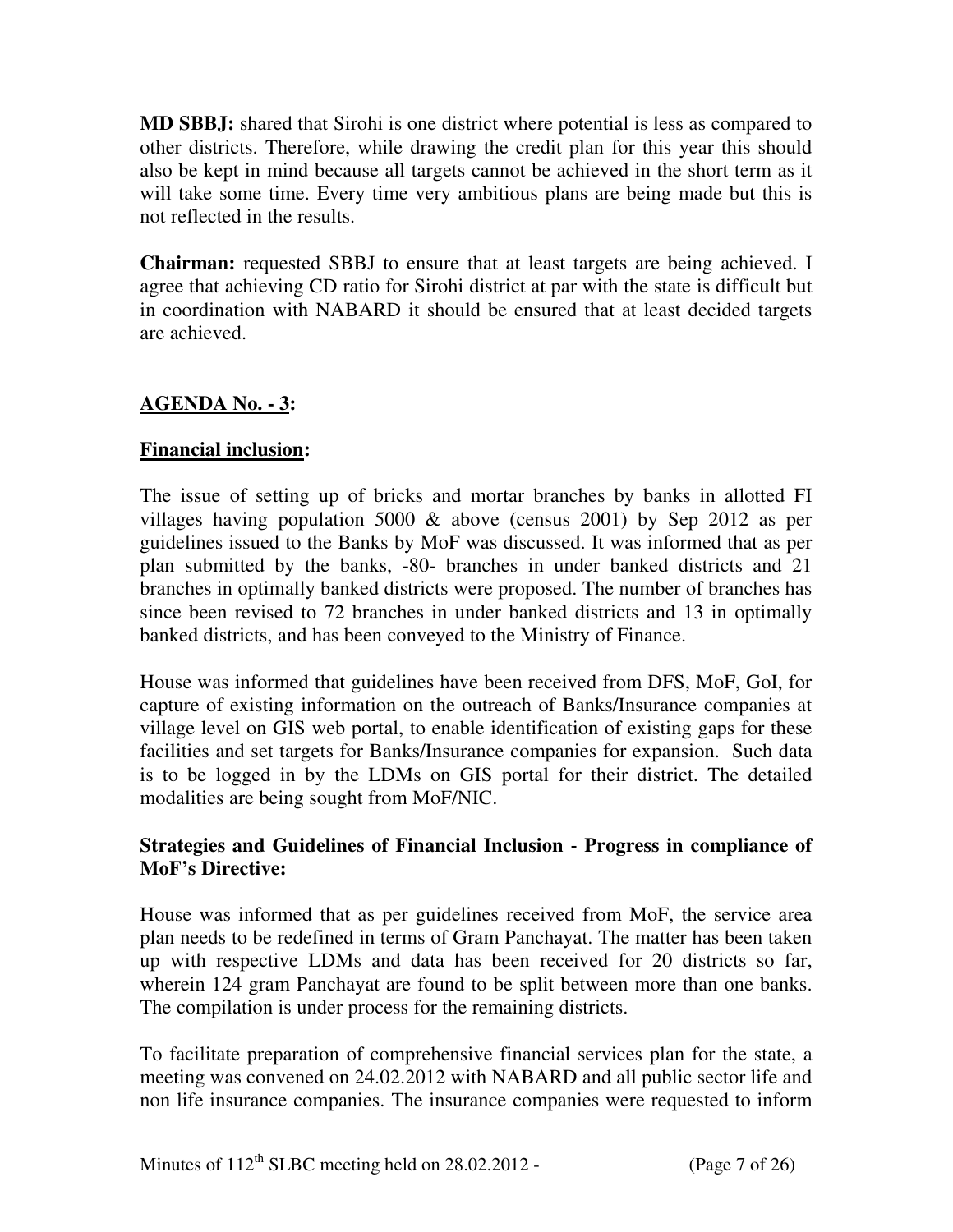**MD SBBJ:** shared that Sirohi is one district where potential is less as compared to other districts. Therefore, while drawing the credit plan for this year this should also be kept in mind because all targets cannot be achieved in the short term as it will take some time. Every time very ambitious plans are being made but this is not reflected in the results.

**Chairman:** requested SBBJ to ensure that at least targets are being achieved. I agree that achieving CD ratio for Sirohi district at par with the state is difficult but in coordination with NABARD it should be ensured that at least decided targets are achieved.

## AGENDA No. - 3:

### Financial inclusion:

The issue of setting up of bricks and mortar branches by banks in allotted FI villages having population 5000 & above (census 2001) by Sep 2012 as per guidelines issued to the Banks by MoF was discussed. It was informed that as per plan submitted by the banks, -80- branches in under banked districts and 21 branches in optimally banked districts were proposed. The number of branches has since been revised to 72 branches in under banked districts and 13 in optimally banked districts, and has been conveyed to the Ministry of Finance.

House was informed that guidelines have been received from DFS, MoF, GoI, for capture of existing information on the outreach of Banks/Insurance companies at village level on GIS web portal, to enable identification of existing gaps for these facilities and set targets for Banks/Insurance companies for expansion. Such data is to be logged in by the LDMs on GIS portal for their district. The detailed modalities are being sought from MoF/NIC.

### Strategies and Guidelines of Financial Inclusion - Progress in compliance of MoF's Directive:

House was informed that as per guidelines received from MoF, the service area plan needs to be redefined in terms of Gram Panchayat. The matter has been taken up with respective LDMs and data has been received for 20 districts so far, wherein 124 gram Panchayat are found to be split between more than one banks. The compilation is under process for the remaining districts.

To facilitate preparation of comprehensive financial services plan for the state, a meeting was convened on 24.02.2012 with NABARD and all public sector life and non life insurance companies. The insurance companies were requested to inform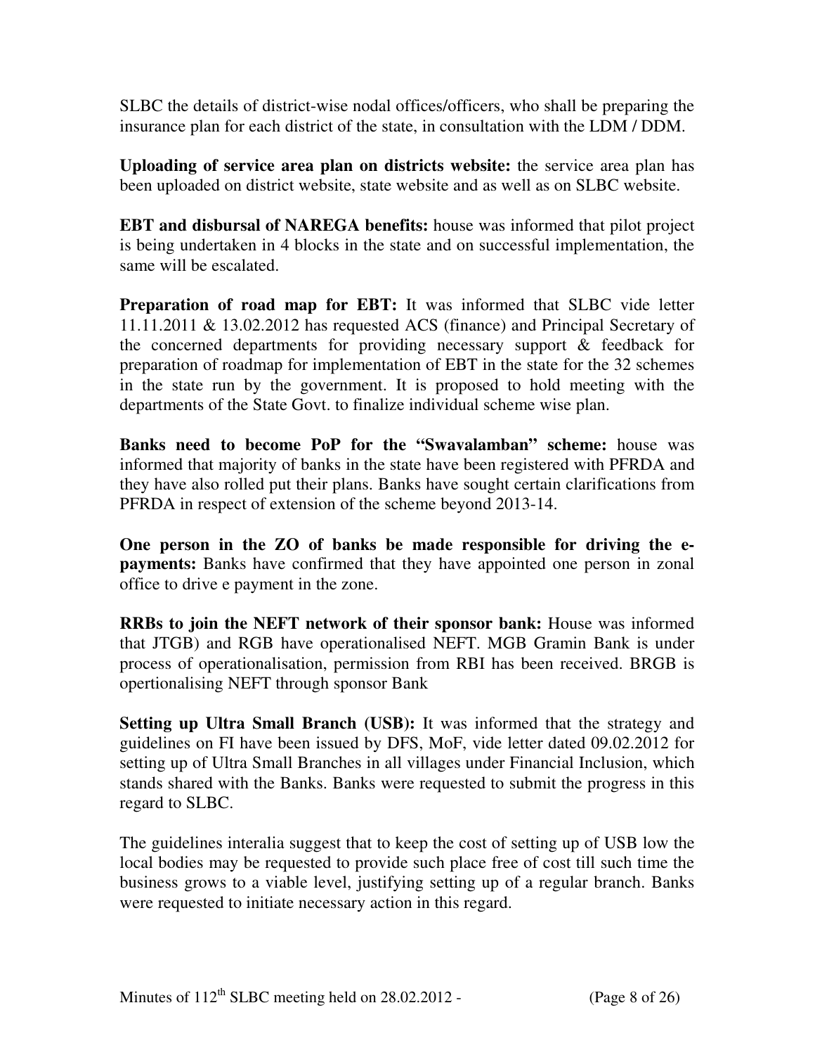SLBC the details of district-wise nodal offices/officers, who shall be preparing the insurance plan for each district of the state, in consultation with the LDM / DDM.

**Uploading of service area plan on districts website:** the service area plan has been uploaded on district website, state website and as well as on SLBC website.

**EBT and disbursal of NAREGA benefits:** house was informed that pilot project is being undertaken in 4 blocks in the state and on successful implementation, the same will be escalated.

**Preparation of road map for EBT:** It was informed that SLBC vide letter 11.11.2011 & 13.02.2012 has requested ACS (finance) and Principal Secretary of the concerned departments for providing necessary support & feedback for preparation of roadmap for implementation of EBT in the state for the 32 schemes in the state run by the government. It is proposed to hold meeting with the departments of the State Govt. to finalize individual scheme wise plan.

**Banks need to become PoP for the "Swavalamban" scheme:** house was informed that majority of banks in the state have been registered with PFRDA and they have also rolled put their plans. Banks have sought certain clarifications from PFRDA in respect of extension of the scheme beyond 2013-14.

**One person in the ZO of banks be made responsible for driving the e-payments:** Banks have confirmed that they have appointed one person in zonal office to drive e payment in the zone.

**RRBs to join the NEFT network of their sponsor bank:** House was informed that JTGB) and RGB have operationalised NEFT. MGB Gramin Bank is under process of operationalisation, permission from RBI has been received. BRGB is opertionalising NEFT through sponsor Bank

**Setting up Ultra Small Branch (USB):** It was informed that the strategy and guidelines on FI have been issued by DFS, MoF, vide letter dated 09.02.2012 for setting up of Ultra Small Branches in all villages under Financial Inclusion, which stands shared with the Banks. Banks were requested to submit the progress in this regard to SLBC.

The guidelines interalia suggest that to keep the cost of setting up of USB low the local bodies may be requested to provide such place free of cost till such time the business grows to a viable level, justifying setting up of a regular branch. Banks were requested to initiate necessary action in this regard.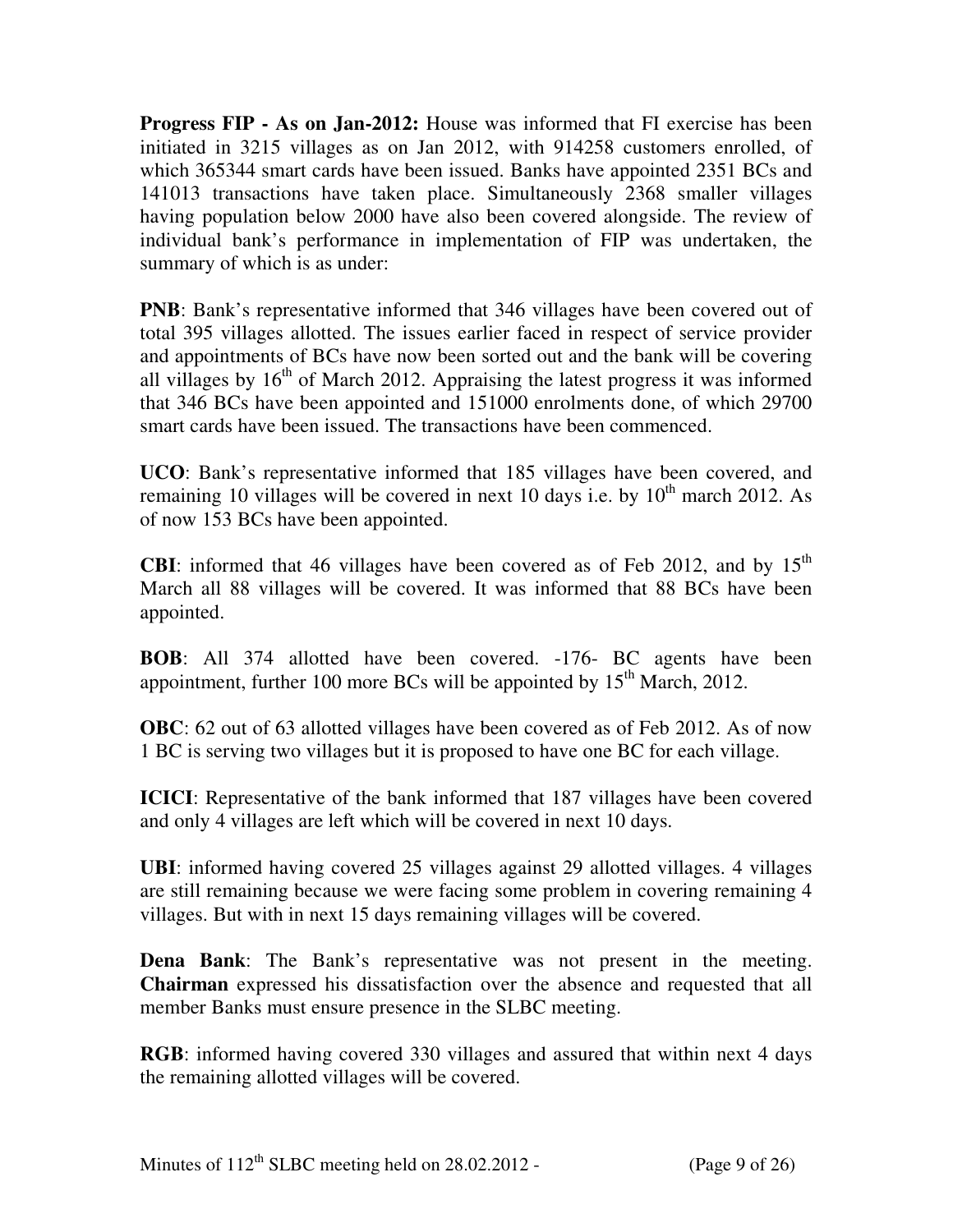**Progress FIP - As on Jan-2012:** House was informed that FI exercise has been initiated in 3215 villages as on Jan 2012, with 914258 customers enrolled, of which 365344 smart cards have been issued. Banks have appointed 2351 BCs and 141013 transactions have taken place. Simultaneously 2368 smaller villages having population below 2000 have also been covered alongside. The review of individual bank's performance in implementation of FIP was undertaken, the summary of which is as under:

**PNB**: Bank's representative informed that 346 villages have been covered out of total 395 villages allotted. The issues earlier faced in respect of service provider and appointments of BCs have now been sorted out and the bank will be covering all villages by 16th of March 2012. Appraising the latest progress it was informed that 346 BCs have been appointed and 151000 enrolments done, of which 29700 smart cards have been issued. The transactions have been commenced.

**UCO**: Bank's representative informed that 185 villages have been covered, and remaining 10 villages will be covered in next 10 days i.e. by 10th march 2012. As of now 153 BCs have been appointed.

**CBI**: informed that 46 villages have been covered as of Feb 2012, and by 15th March all 88 villages will be covered. It was informed that 88 BCs have been appointed.

**BOB**: All 374 allotted have been covered. -176- BC agents have been appointment, further 100 more BCs will be appointed by 15th March, 2012.

**OBC**: 62 out of 63 allotted villages have been covered as of Feb 2012. As of now 1 BC is serving two villages but it is proposed to have one BC for each village.

**ICICI**: Representative of the bank informed that 187 villages have been covered and only 4 villages are left which will be covered in next 10 days.

**UBI**: informed having covered 25 villages against 29 allotted villages. 4 villages are still remaining because we were facing some problem in covering remaining 4 villages. But with in next 15 days remaining villages will be covered.

**Dena Bank**: The Bank's representative was not present in the meeting. **Chairman** expressed his dissatisfaction over the absence and requested that all member Banks must ensure presence in the SLBC meeting.

**RGB**: informed having covered 330 villages and assured that within next 4 days the remaining allotted villages will be covered.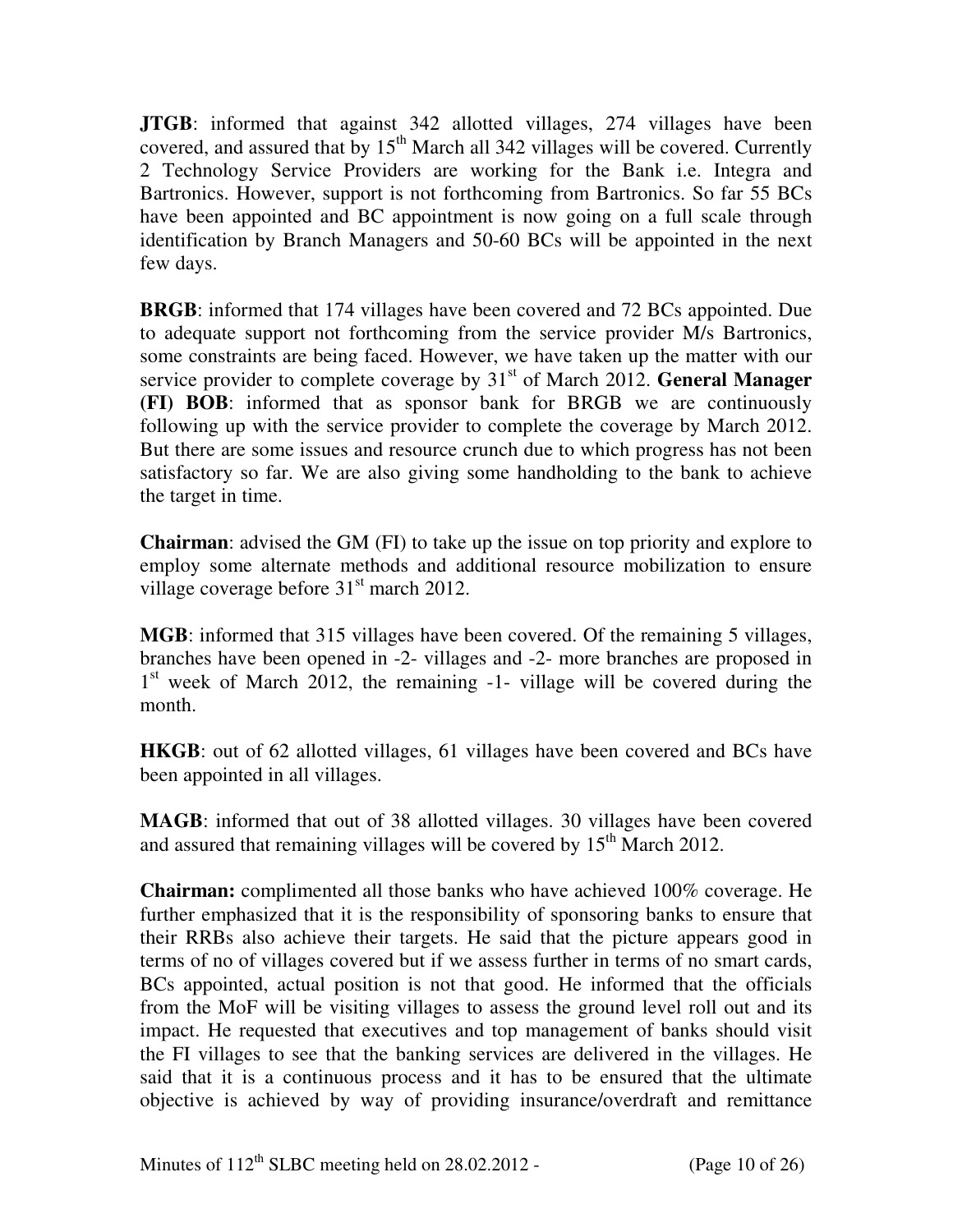**JTGB**: informed that against 342 allotted villages, 274 villages have been covered, and assured that by 15th March all 342 villages will be covered. Currently 2 Technology Service Providers are working for the Bank i.e. Integra and Bartronics. However, support is not forthcoming from Bartronics. So far 55 BCs have been appointed and BC appointment is now going on a full scale through identification by Branch Managers and 50-60 BCs will be appointed in the next few days.

**BRGB**: informed that 174 villages have been covered and 72 BCs appointed. Due to adequate support not forthcoming from the service provider M/s Bartronics, some constraints are being faced. However, we have taken up the matter with our service provider to complete coverage by 31st of March 2012. **General Manager (FI) BOB**: informed that as sponsor bank for BRGB we are continuously following up with the service provider to complete the coverage by March 2012. But there are some issues and resource crunch due to which progress has not been satisfactory so far. We are also giving some handholding to the bank to achieve the target in time.

**Chairman**: advised the GM (FI) to take up the issue on top priority and explore to employ some alternate methods and additional resource mobilization to ensure village coverage before 31st march 2012.

**MGB**: informed that 315 villages have been covered. Of the remaining 5 villages, branches have been opened in -2- villages and -2- more branches are proposed in 1st week of March 2012, the remaining -1- village will be covered during the month.

**HKGB**: out of 62 allotted villages, 61 villages have been covered and BCs have been appointed in all villages.

**MAGB**: informed that out of 38 allotted villages. 30 villages have been covered and assured that remaining villages will be covered by 15th March 2012.

**Chairman:** complimented all those banks who have achieved 100% coverage. He further emphasized that it is the responsibility of sponsoring banks to ensure that their RRBs also achieve their targets. He said that the picture appears good in terms of no of villages covered but if we assess further in terms of no smart cards, BCs appointed, actual position is not that good. He informed that the officials from the MoF will be visiting villages to assess the ground level roll out and its impact. He requested that executives and top management of banks should visit the FI villages to see that the banking services are delivered in the villages. He said that it is a continuous process and it has to be ensured that the ultimate objective is achieved by way of providing insurance/overdraft and remittance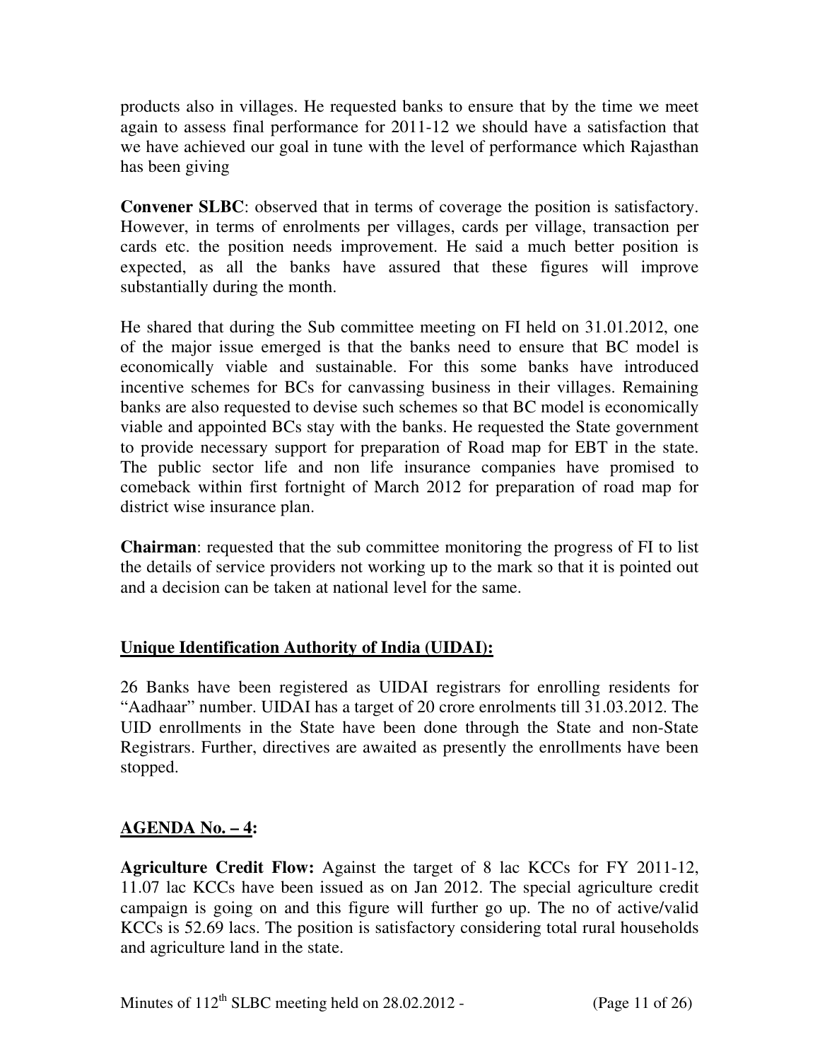products also in villages. He requested banks to ensure that by the time we meet again to assess final performance for 2011-12 we should have a satisfaction that we have achieved our goal in tune with the level of performance which Rajasthan has been giving

**Convener SLBC**: observed that in terms of coverage the position is satisfactory. However, in terms of enrolments per villages, cards per village, transaction per cards etc. the position needs improvement. He said a much better position is expected, as all the banks have assured that these figures will improve substantially during the month.

He shared that during the Sub committee meeting on FI held on 31.01.2012, one of the major issue emerged is that the banks need to ensure that BC model is economically viable and sustainable. For this some banks have introduced incentive schemes for BCs for canvassing business in their villages. Remaining banks are also requested to devise such schemes so that BC model is economically viable and appointed BCs stay with the banks. He requested the State government to provide necessary support for preparation of Road map for EBT in the state. The public sector life and non life insurance companies have promised to comeback within first fortnight of March 2012 for preparation of road map for district wise insurance plan.

**Chairman**: requested that the sub committee monitoring the progress of FI to list the details of service providers not working up to the mark so that it is pointed out and a decision can be taken at national level for the same.

## Unique Identification Authority of India (UIDAI):

26 Banks have been registered as UIDAI registrars for enrolling residents for "Aadhaar" number. UIDAI has a target of 20 crore enrolments till 31.03.2012. The UID enrollments in the State have been done through the State and non-State Registrars. Further, directives are awaited as presently the enrollments have been stopped.

## AGENDA No. – 4:

**Agriculture Credit Flow:** Against the target of 8 lac KCCs for FY 2011-12, 11.07 lac KCCs have been issued as on Jan 2012. The special agriculture credit campaign is going on and this figure will further go up. The no of active/valid KCCs is 52.69 lacs. The position is satisfactory considering total rural households and agriculture land in the state.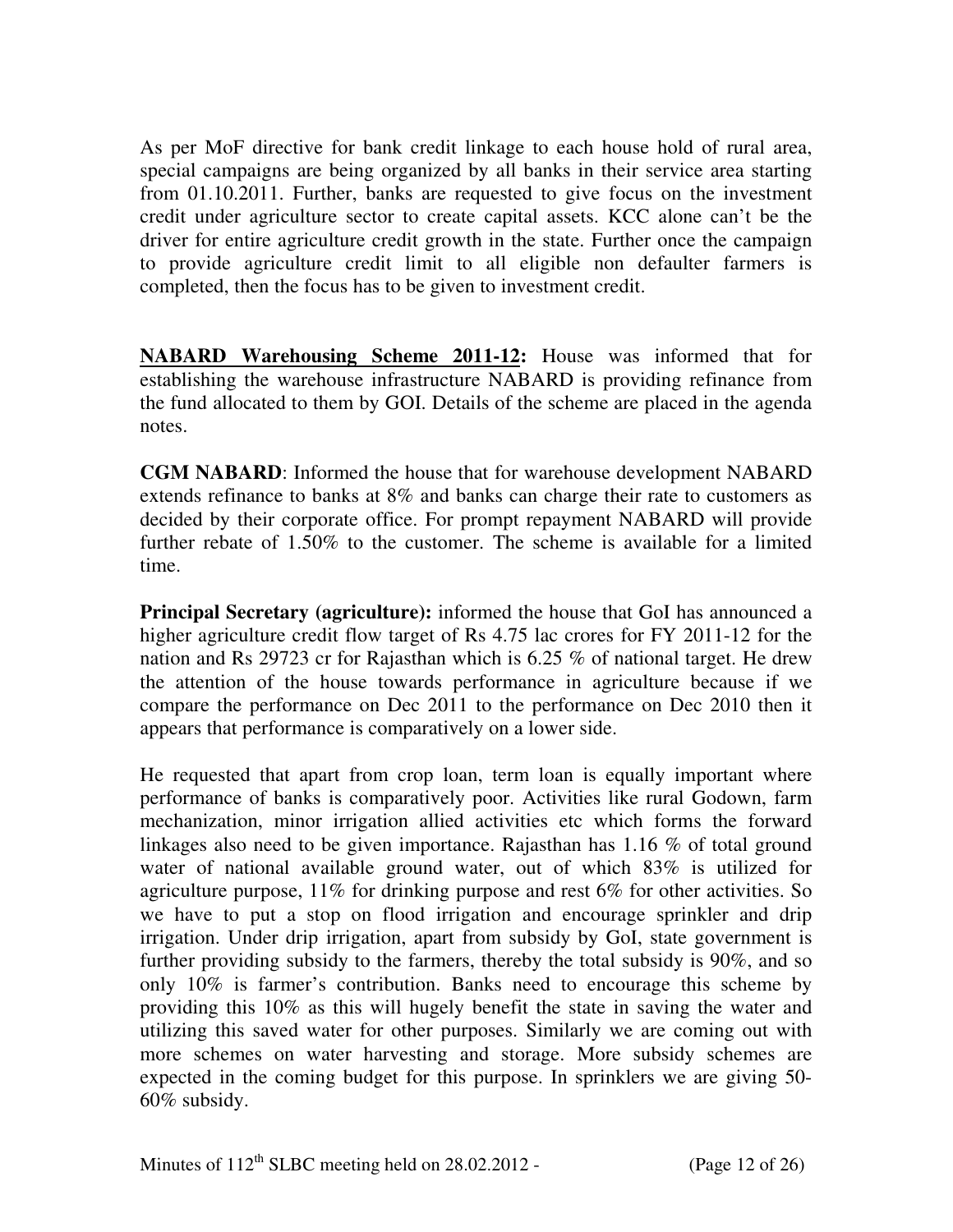As per MoF directive for bank credit linkage to each house hold of rural area, special campaigns are being organized by all banks in their service area starting from 01.10.2011. Further, banks are requested to give focus on the investment credit under agriculture sector to create capital assets. KCC alone can't be the driver for entire agriculture credit growth in the state. Further once the campaign to provide agriculture credit limit to all eligible non defaulter farmers is completed, then the focus has to be given to investment credit.

**<u>NABARD Warehousing Scheme 2011-12</u>:** House was informed that for establishing the warehouse infrastructure NABARD is providing refinance from the fund allocated to them by GOI. Details of the scheme are placed in the agenda notes.

**CGM NABARD**: Informed the house that for warehouse development NABARD extends refinance to banks at 8% and banks can charge their rate to customers as decided by their corporate office. For prompt repayment NABARD will provide further rebate of 1.50% to the customer. The scheme is available for a limited time.

**Principal Secretary (agriculture):** informed the house that GoI has announced a higher agriculture credit flow target of Rs 4.75 lac crores for FY 2011-12 for the nation and Rs 29723 cr for Rajasthan which is 6.25 % of national target. He drew the attention of the house towards performance in agriculture because if we compare the performance on Dec 2011 to the performance on Dec 2010 then it appears that performance is comparatively on a lower side.

He requested that apart from crop loan, term loan is equally important where performance of banks is comparatively poor. Activities like rural Godown, farm mechanization, minor irrigation allied activities etc which forms the forward linkages also need to be given importance. Rajasthan has 1.16 % of total ground water of national available ground water, out of which 83% is utilized for agriculture purpose, 11% for drinking purpose and rest 6% for other activities. So we have to put a stop on flood irrigation and encourage sprinkler and drip irrigation. Under drip irrigation, apart from subsidy by GoI, state government is further providing subsidy to the farmers, thereby the total subsidy is 90%, and so only 10% is farmer's contribution. Banks need to encourage this scheme by providing this 10% as this will hugely benefit the state in saving the water and utilizing this saved water for other purposes. Similarly we are coming out with more schemes on water harvesting and storage. More subsidy schemes are expected in the coming budget for this purpose. In sprinklers we are giving 50-60% subsidy.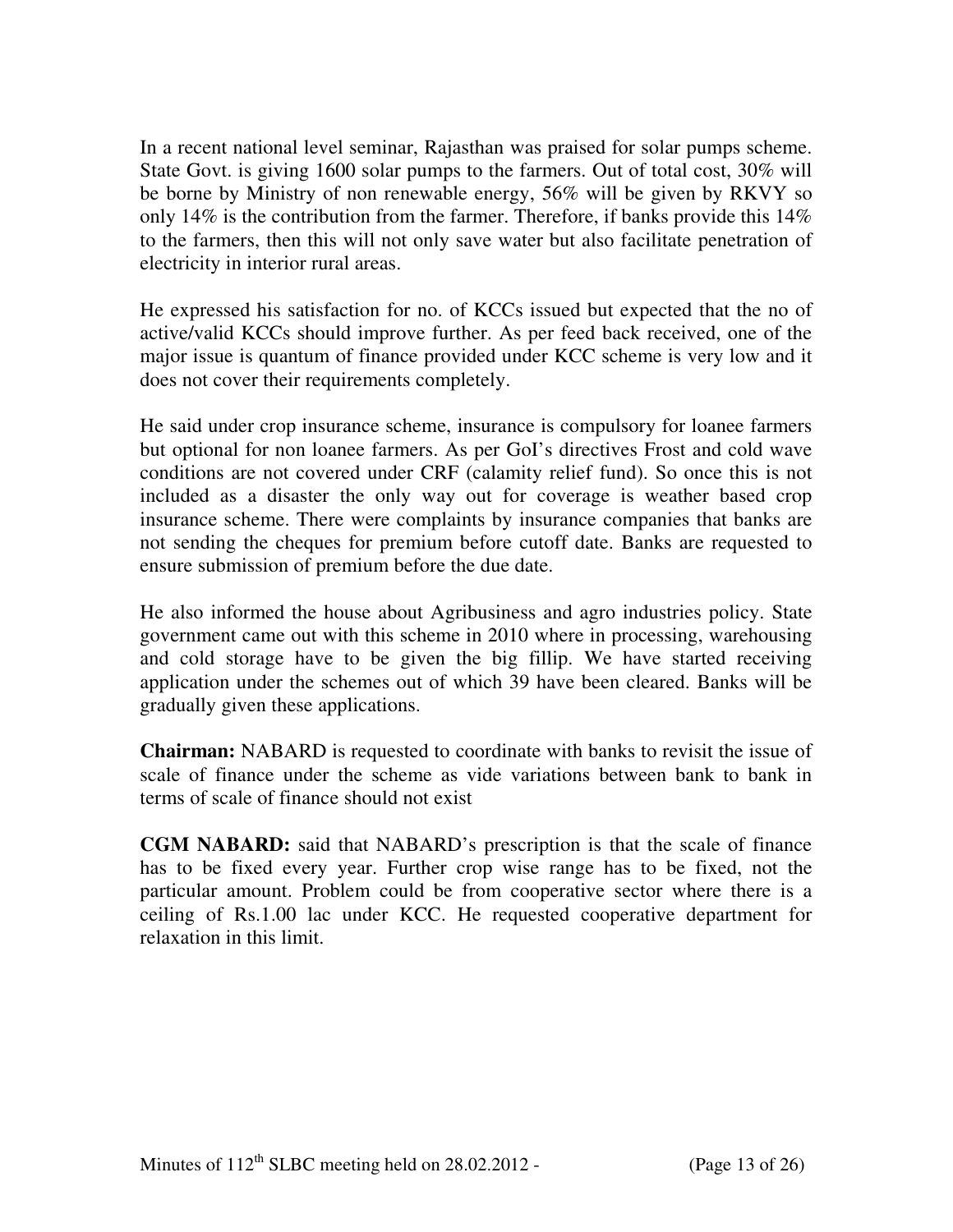In a recent national level seminar, Rajasthan was praised for solar pumps scheme. State Govt. is giving 1600 solar pumps to the farmers. Out of total cost, 30% will be borne by Ministry of non renewable energy, 56% will be given by RKVY so only 14% is the contribution from the farmer. Therefore, if banks provide this 14% to the farmers, then this will not only save water but also facilitate penetration of electricity in interior rural areas.

He expressed his satisfaction for no. of KCCs issued but expected that the no of active/valid KCCs should improve further. As per feed back received, one of the major issue is quantum of finance provided under KCC scheme is very low and it does not cover their requirements completely.

He said under crop insurance scheme, insurance is compulsory for loanee farmers but optional for non loanee farmers. As per GoI's directives Frost and cold wave conditions are not covered under CRF (calamity relief fund). So once this is not included as a disaster the only way out for coverage is weather based crop insurance scheme. There were complaints by insurance companies that banks are not sending the cheques for premium before cutoff date. Banks are requested to ensure submission of premium before the due date.

He also informed the house about Agribusiness and agro industries policy. State government came out with this scheme in 2010 where in processing, warehousing and cold storage have to be given the big fillip. We have started receiving application under the schemes out of which 39 have been cleared. Banks will be gradually given these applications.

**Chairman:** NABARD is requested to coordinate with banks to revisit the issue of scale of finance under the scheme as vide variations between bank to bank in terms of scale of finance should not exist

**CGM NABARD:** said that NABARD's prescription is that the scale of finance has to be fixed every year. Further crop wise range has to be fixed, not the particular amount. Problem could be from cooperative sector where there is a ceiling of Rs.1.00 lac under KCC. He requested cooperative department for relaxation in this limit.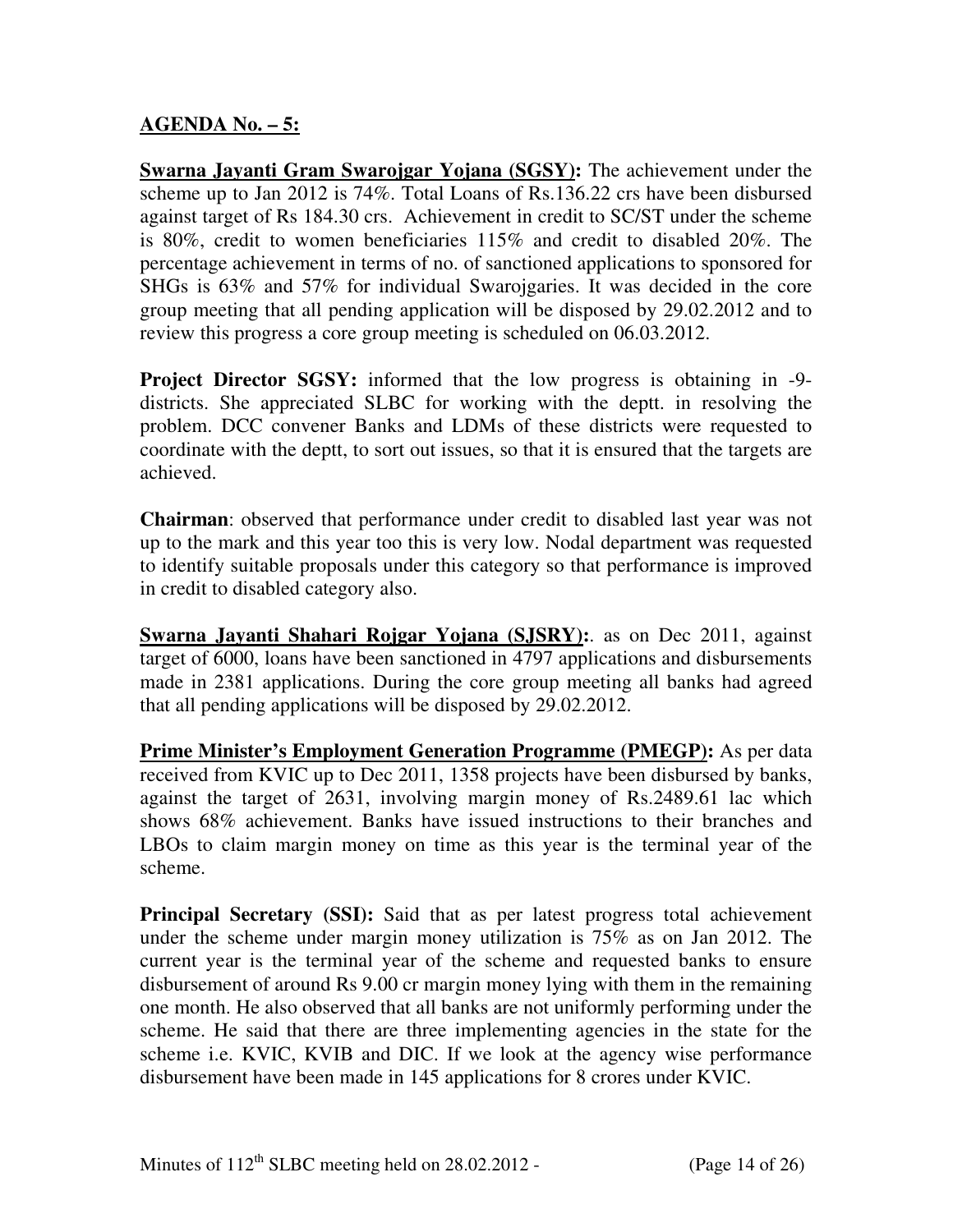## AGENDA No. – 5:

**Swarna Jayanti Gram Swarojgar Yojana (SGSY):** The achievement under the scheme up to Jan 2012 is 74%. Total Loans of Rs.136.22 crs have been disbursed against target of Rs 184.30 crs. Achievement in credit to SC/ST under the scheme is 80%, credit to women beneficiaries 115% and credit to disabled 20%. The percentage achievement in terms of no. of sanctioned applications to sponsored for SHGs is 63% and 57% for individual Swarojgaries. It was decided in the core group meeting that all pending application will be disposed by 29.02.2012 and to review this progress a core group meeting is scheduled on 06.03.2012.

**Project Director SGSY:** informed that the low progress is obtaining in -9- districts. She appreciated SLBC for working with the deptt. in resolving the problem. DCC convener Banks and LDMs of these districts were requested to coordinate with the deptt, to sort out issues, so that it is ensured that the targets are achieved.

**Chairman**: observed that performance under credit to disabled last year was not up to the mark and this year too this is very low. Nodal department was requested to identify suitable proposals under this category so that performance is improved in credit to disabled category also.

**Swarna Jayanti Shahari Rojgar Yojana (SJSRY):**. as on Dec 2011, against target of 6000, loans have been sanctioned in 4797 applications and disbursements made in 2381 applications. During the core group meeting all banks had agreed that all pending applications will be disposed by 29.02.2012.

**Prime Minister's Employment Generation Programme (PMEGP):** As per data received from KVIC up to Dec 2011, 1358 projects have been disbursed by banks, against the target of 2631, involving margin money of Rs.2489.61 lac which shows 68% achievement. Banks have issued instructions to their branches and LBOs to claim margin money on time as this year is the terminal year of the scheme.

**Principal Secretary (SSI):** Said that as per latest progress total achievement under the scheme under margin money utilization is 75% as on Jan 2012. The current year is the terminal year of the scheme and requested banks to ensure disbursement of around Rs 9.00 cr margin money lying with them in the remaining one month. He also observed that all banks are not uniformly performing under the scheme. He said that there are three implementing agencies in the state for the scheme i.e. KVIC, KVIB and DIC. If we look at the agency wise performance disbursement have been made in 145 applications for 8 crores under KVIC.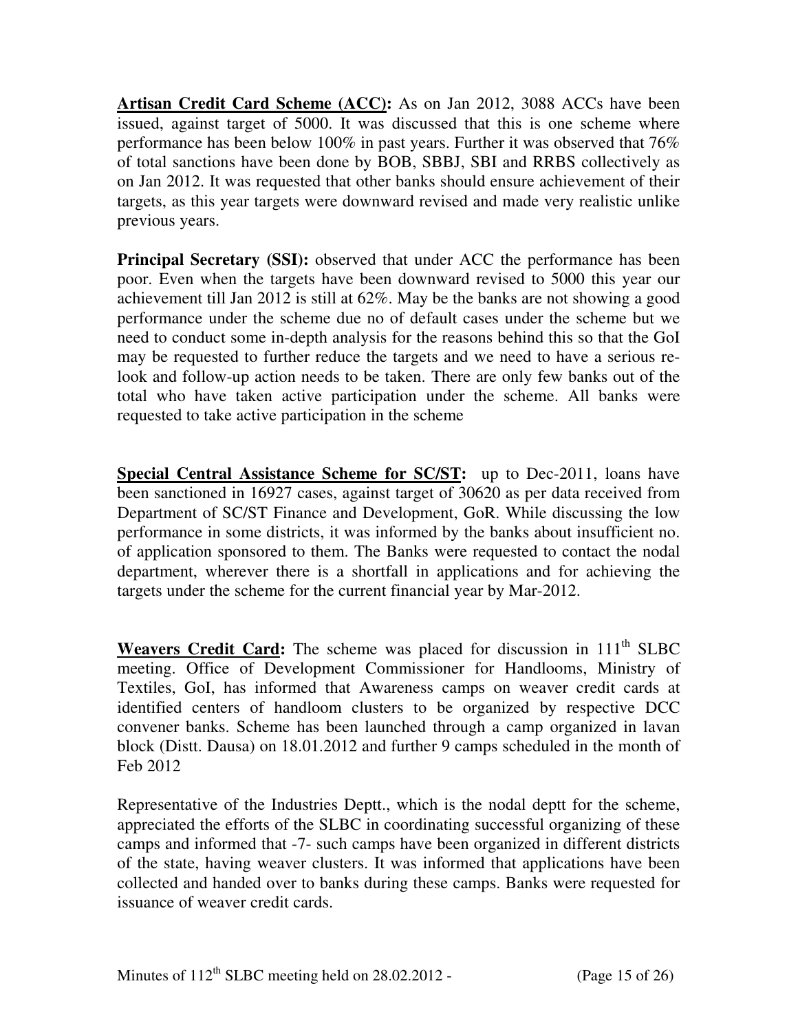**Artisan Credit Card Scheme (ACC):** As on Jan 2012, 3088 ACCs have been issued, against target of 5000. It was discussed that this is one scheme where performance has been below 100% in past years. Further it was observed that 76% of total sanctions have been done by BOB, SBBJ, SBI and RRBS collectively as on Jan 2012. It was requested that other banks should ensure achievement of their targets, as this year targets were downward revised and made very realistic unlike previous years.

**Principal Secretary (SSI):** observed that under ACC the performance has been poor. Even when the targets have been downward revised to 5000 this year our achievement till Jan 2012 is still at 62%. May be the banks are not showing a good performance under the scheme due no of default cases under the scheme but we need to conduct some in-depth analysis for the reasons behind this so that the GoI may be requested to further reduce the targets and we need to have a serious re-look and follow-up action needs to be taken. There are only few banks out of the total who have taken active participation under the scheme. All banks were requested to take active participation in the scheme

**Special Central Assistance Scheme for SC/ST:** up to Dec-2011, loans have been sanctioned in 16927 cases, against target of 30620 as per data received from Department of SC/ST Finance and Development, GoR. While discussing the low performance in some districts, it was informed by the banks about insufficient no. of application sponsored to them. The Banks were requested to contact the nodal department, wherever there is a shortfall in applications and for achieving the targets under the scheme for the current financial year by Mar-2012.

**Weavers Credit Card:** The scheme was placed for discussion in 111th SLBC meeting. Office of Development Commissioner for Handlooms, Ministry of Textiles, GoI, has informed that Awareness camps on weaver credit cards at identified centers of handloom clusters to be organized by respective DCC convener banks. Scheme has been launched through a camp organized in lavan block (Distt. Dausa) on 18.01.2012 and further 9 camps scheduled in the month of Feb 2012

Representative of the Industries Deptt., which is the nodal deptt for the scheme, appreciated the efforts of the SLBC in coordinating successful organizing of these camps and informed that -7- such camps have been organized in different districts of the state, having weaver clusters. It was informed that applications have been collected and handed over to banks during these camps. Banks were requested for issuance of weaver credit cards.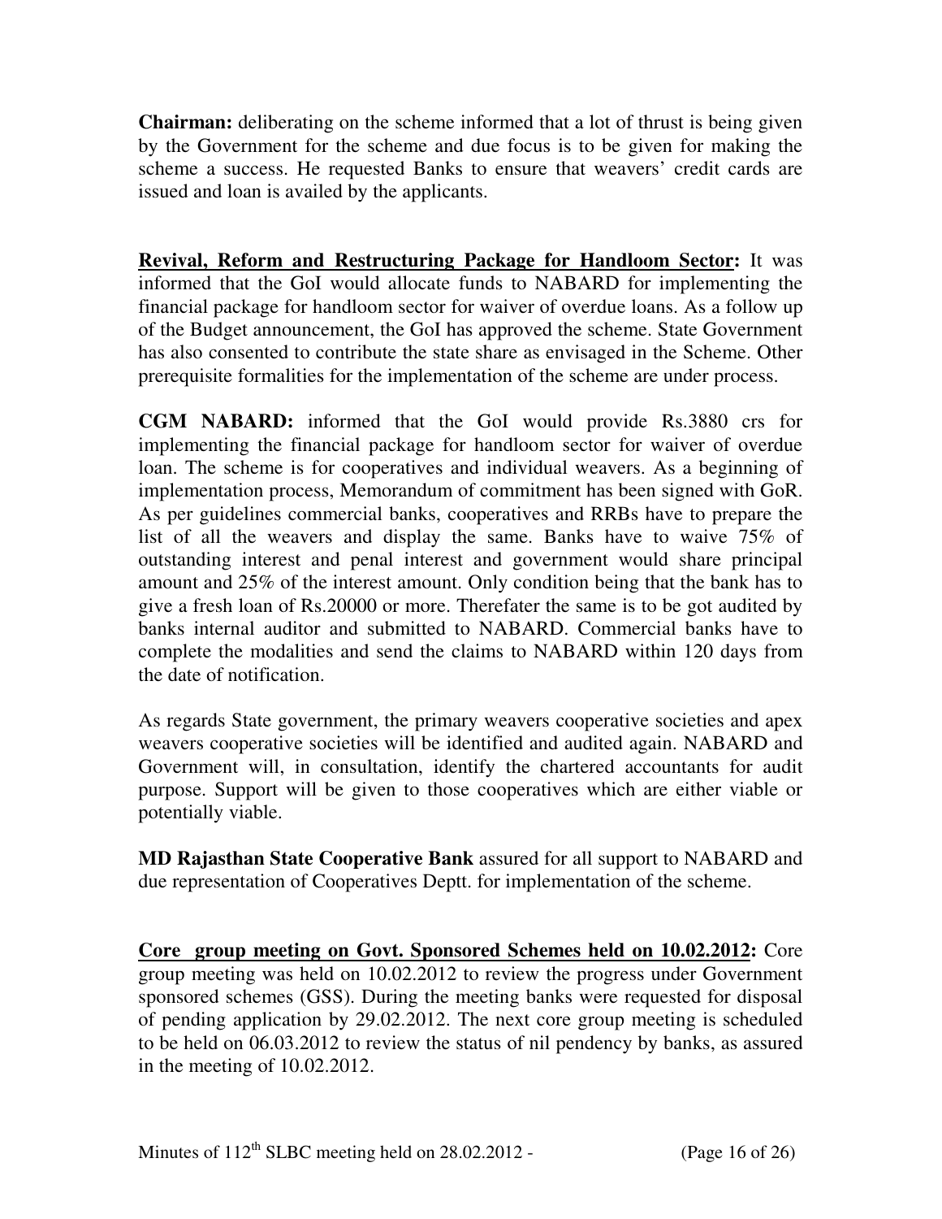**Chairman:** deliberating on the scheme informed that a lot of thrust is being given by the Government for the scheme and due focus is to be given for making the scheme a success. He requested Banks to ensure that weavers' credit cards are issued and loan is availed by the applicants.

**Revival, Reform and Restructuring Package for Handloom Sector:** It was informed that the GoI would allocate funds to NABARD for implementing the financial package for handloom sector for waiver of overdue loans. As a follow up of the Budget announcement, the GoI has approved the scheme. State Government has also consented to contribute the state share as envisaged in the Scheme. Other prerequisite formalities for the implementation of the scheme are under process.

**CGM NABARD:** informed that the GoI would provide Rs.3880 crs for implementing the financial package for handloom sector for waiver of overdue loan. The scheme is for cooperatives and individual weavers. As a beginning of implementation process, Memorandum of commitment has been signed with GoR. As per guidelines commercial banks, cooperatives and RRBs have to prepare the list of all the weavers and display the same. Banks have to waive 75% of outstanding interest and penal interest and government would share principal amount and 25% of the interest amount. Only condition being that the bank has to give a fresh loan of Rs.20000 or more. Therefater the same is to be got audited by banks internal auditor and submitted to NABARD. Commercial banks have to complete the modalities and send the claims to NABARD within 120 days from the date of notification.

As regards State government, the primary weavers cooperative societies and apex weavers cooperative societies will be identified and audited again. NABARD and Government will, in consultation, identify the chartered accountants for audit purpose. Support will be given to those cooperatives which are either viable or potentially viable.

**MD Rajasthan State Cooperative Bank** assured for all support to NABARD and due representation of Cooperatives Deptt. for implementation of the scheme.

**Core group meeting on Govt. Sponsored Schemes held on 10.02.2012:** Core group meeting was held on 10.02.2012 to review the progress under Government sponsored schemes (GSS). During the meeting banks were requested for disposal of pending application by 29.02.2012. The next core group meeting is scheduled to be held on 06.03.2012 to review the status of nil pendency by banks, as assured in the meeting of 10.02.2012.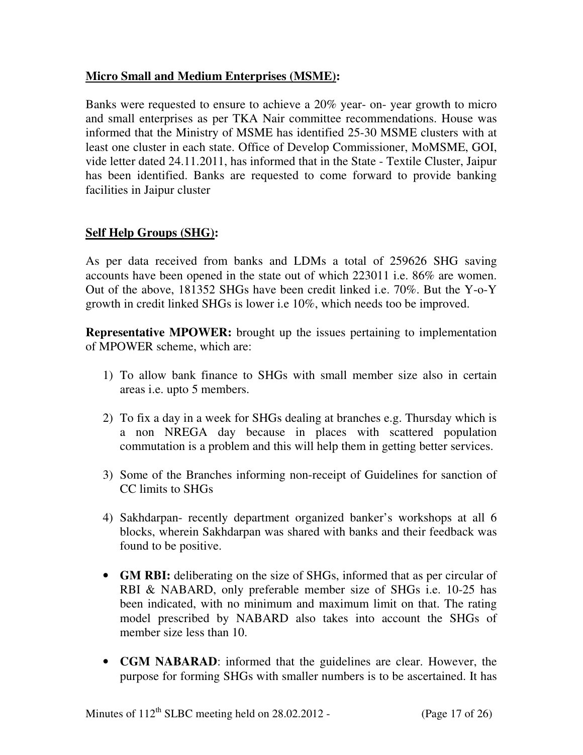**Micro Small and Medium Enterprises (MSME):**

Banks were requested to ensure to achieve a 20% year- on- year growth to micro and small enterprises as per TKA Nair committee recommendations. House was informed that the Ministry of MSME has identified 25-30 MSME clusters with at least one cluster in each state. Office of Develop Commissioner, MoMSME, GOI, vide letter dated 24.11.2011, has informed that in the State - Textile Cluster, Jaipur has been identified. Banks are requested to come forward to provide banking facilities in Jaipur cluster

**Self Help Groups (SHG):**

As per data received from banks and LDMs a total of 259626 SHG saving accounts have been opened in the state out of which 223011 i.e. 86% are women. Out of the above, 181352 SHGs have been credit linked i.e. 70%. But the Y-o-Y growth in credit linked SHGs is lower i.e 10%, which needs too be improved.

**Representative MPOWER:** brought up the issues pertaining to implementation of MPOWER scheme, which are:

1) To allow bank finance to SHGs with small member size also in certain areas i.e. upto 5 members.

2) To fix a day in a week for SHGs dealing at branches e.g. Thursday which is a non NREGA day because in places with scattered population commutation is a problem and this will help them in getting better services.

3) Some of the Branches informing non-receipt of Guidelines for sanction of CC limits to SHGs

4) Sakhdarpan- recently department organized banker's workshops at all 6 blocks, wherein Sakhdarpan was shared with banks and their feedback was found to be positive.

- **GM RBI:** deliberating on the size of SHGs, informed that as per circular of RBI & NABARD, only preferable member size of SHGs i.e. 10-25 has been indicated, with no minimum and maximum limit on that. The rating model prescribed by NABARD also takes into account the SHGs of member size less than 10.

- **CGM NABARAD**: informed that the guidelines are clear. However, the purpose for forming SHGs with smaller numbers is to be ascertained. It has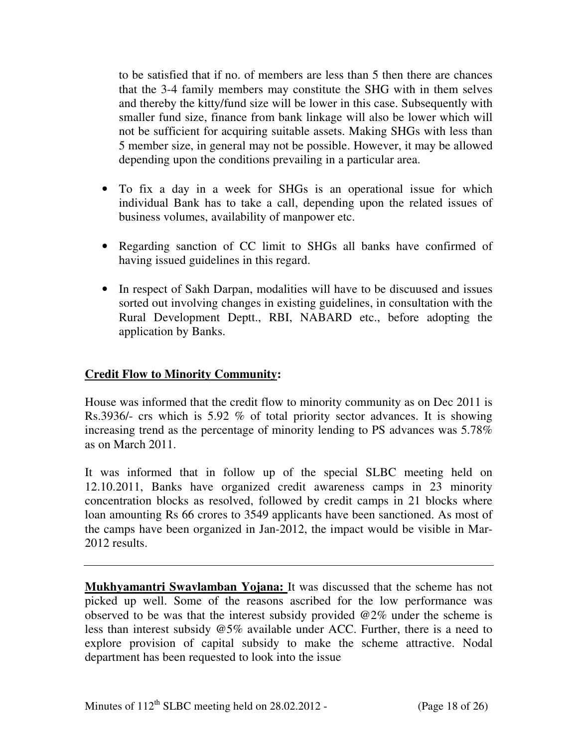to be satisfied that if no. of members are less than 5 then there are chances that the 3-4 family members may constitute the SHG with in them selves and thereby the kitty/fund size will be lower in this case. Subsequently with smaller fund size, finance from bank linkage will also be lower which will not be sufficient for acquiring suitable assets. Making SHGs with less than 5 member size, in general may not be possible. However, it may be allowed depending upon the conditions prevailing in a particular area.

- To fix a day in a week for SHGs is an operational issue for which individual Bank has to take a call, depending upon the related issues of business volumes, availability of manpower etc.

- Regarding sanction of CC limit to SHGs all banks have confirmed of having issued guidelines in this regard.

- In respect of Sakh Darpan, modalities will have to be discuused and issues sorted out involving changes in existing guidelines, in consultation with the Rural Development Deptt., RBI, NABARD etc., before adopting the application by Banks.

**Credit Flow to Minority Community:**

House was informed that the credit flow to minority community as on Dec 2011 is Rs.3936/- crs which is 5.92 % of total priority sector advances. It is showing increasing trend as the percentage of minority lending to PS advances was 5.78% as on March 2011.

It was informed that in follow up of the special SLBC meeting held on 12.10.2011, Banks have organized credit awareness camps in 23 minority concentration blocks as resolved, followed by credit camps in 21 blocks where loan amounting Rs 66 crores to 3549 applicants have been sanctioned. As most of the camps have been organized in Jan-2012, the impact would be visible in Mar-2012 results.

---

**Mukhyamantri Swavlamban Yojana:** It was discussed that the scheme has not picked up well. Some of the reasons ascribed for the low performance was observed to be was that the interest subsidy provided @2% under the scheme is less than interest subsidy @5% available under ACC. Further, there is a need to explore provision of capital subsidy to make the scheme attractive. Nodal department has been requested to look into the issue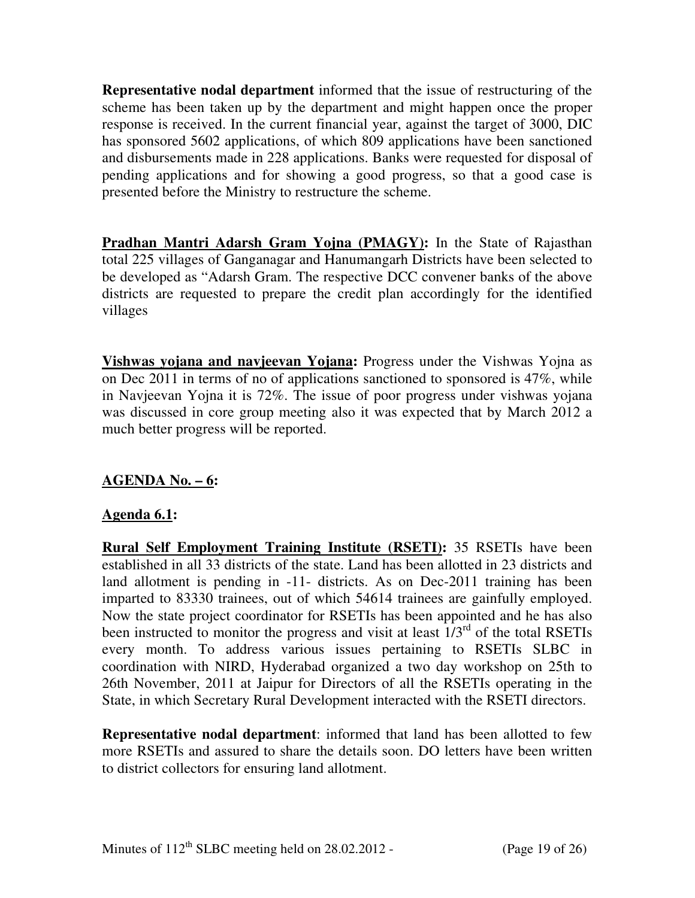**Representative nodal department** informed that the issue of restructuring of the scheme has been taken up by the department and might happen once the proper response is received. In the current financial year, against the target of 3000, DIC has sponsored 5602 applications, of which 809 applications have been sanctioned and disbursements made in 228 applications. Banks were requested for disposal of pending applications and for showing a good progress, so that a good case is presented before the Ministry to restructure the scheme.

**Pradhan Mantri Adarsh Gram Yojna (PMAGY):** In the State of Rajasthan total 225 villages of Ganganagar and Hanumangarh Districts have been selected to be developed as "Adarsh Gram. The respective DCC convener banks of the above districts are requested to prepare the credit plan accordingly for the identified villages

**Vishwas yojana and navjeevan Yojana:** Progress under the Vishwas Yojna as on Dec 2011 in terms of no of applications sanctioned to sponsored is 47%, while in Navjeevan Yojna it is 72%. The issue of poor progress under vishwas yojana was discussed in core group meeting also it was expected that by March 2012 a much better progress will be reported.

## AGENDA No. – 6:

### Agenda 6.1:

**Rural Self Employment Training Institute (RSETI):** 35 RSETIs have been established in all 33 districts of the state. Land has been allotted in 23 districts and land allotment is pending in -11- districts. As on Dec-2011 training has been imparted to 83330 trainees, out of which 54614 trainees are gainfully employed. Now the state project coordinator for RSETIs has been appointed and he has also been instructed to monitor the progress and visit at least 1/3rd of the total RSETIs every month. To address various issues pertaining to RSETIs SLBC in coordination with NIRD, Hyderabad organized a two day workshop on 25th to 26th November, 2011 at Jaipur for Directors of all the RSETIs operating in the State, in which Secretary Rural Development interacted with the RSETI directors.

**Representative nodal department**: informed that land has been allotted to few more RSETIs and assured to share the details soon. DO letters have been written to district collectors for ensuring land allotment.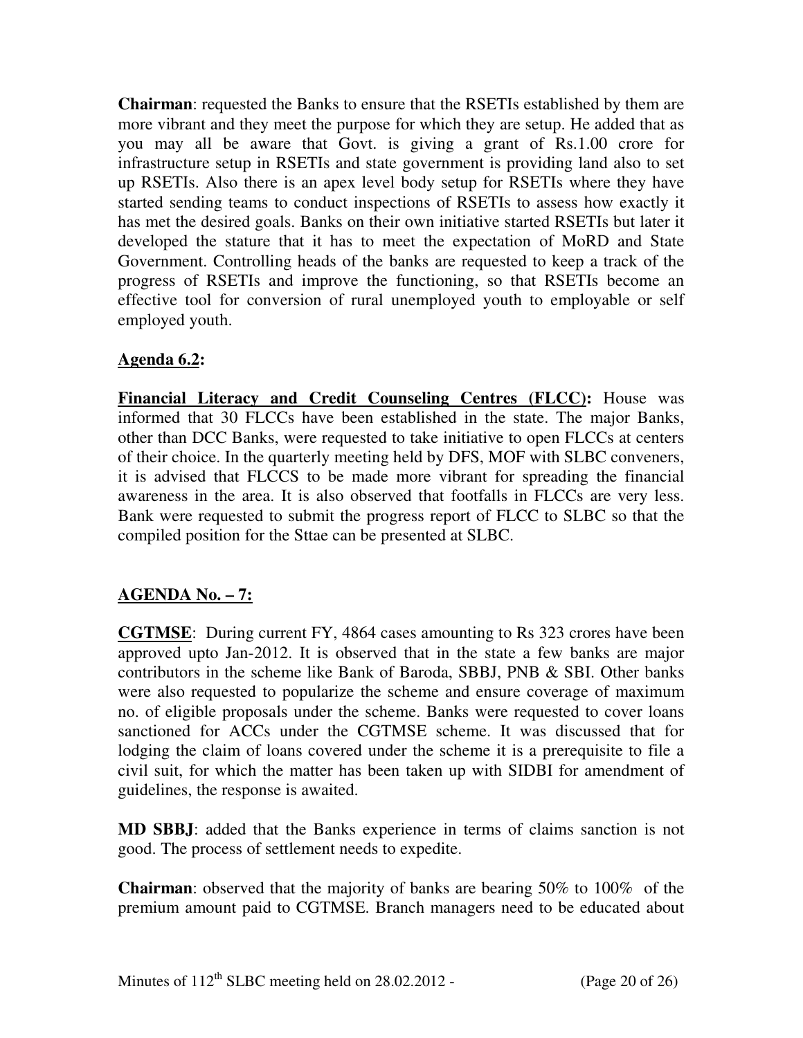**Chairman**: requested the Banks to ensure that the RSETIs established by them are more vibrant and they meet the purpose for which they are setup. He added that as you may all be aware that Govt. is giving a grant of Rs.1.00 crore for infrastructure setup in RSETIs and state government is providing land also to set up RSETIs. Also there is an apex level body setup for RSETIs where they have started sending teams to conduct inspections of RSETIs to assess how exactly it has met the desired goals. Banks on their own initiative started RSETIs but later it developed the stature that it has to meet the expectation of MoRD and State Government. Controlling heads of the banks are requested to keep a track of the progress of RSETIs and improve the functioning, so that RSETIs become an effective tool for conversion of rural unemployed youth to employable or self employed youth.

**Agenda 6.2:**

**Financial Literacy and Credit Counseling Centres (FLCC):** House was informed that 30 FLCCs have been established in the state. The major Banks, other than DCC Banks, were requested to take initiative to open FLCCs at centers of their choice. In the quarterly meeting held by DFS, MOF with SLBC conveners, it is advised that FLCCS to be made more vibrant for spreading the financial awareness in the area. It is also observed that footfalls in FLCCs are very less. Bank were requested to submit the progress report of FLCC to SLBC so that the compiled position for the Sttae can be presented at SLBC.

**AGENDA No. – 7:**

**CGTMSE**: During current FY, 4864 cases amounting to Rs 323 crores have been approved upto Jan-2012. It is observed that in the state a few banks are major contributors in the scheme like Bank of Baroda, SBBJ, PNB & SBI. Other banks were also requested to popularize the scheme and ensure coverage of maximum no. of eligible proposals under the scheme. Banks were requested to cover loans sanctioned for ACCs under the CGTMSE scheme. It was discussed that for lodging the claim of loans covered under the scheme it is a prerequisite to file a civil suit, for which the matter has been taken up with SIDBI for amendment of guidelines, the response is awaited.

**MD SBBJ**: added that the Banks experience in terms of claims sanction is not good. The process of settlement needs to expedite.

**Chairman**: observed that the majority of banks are bearing 50% to 100% of the premium amount paid to CGTMSE. Branch managers need to be educated about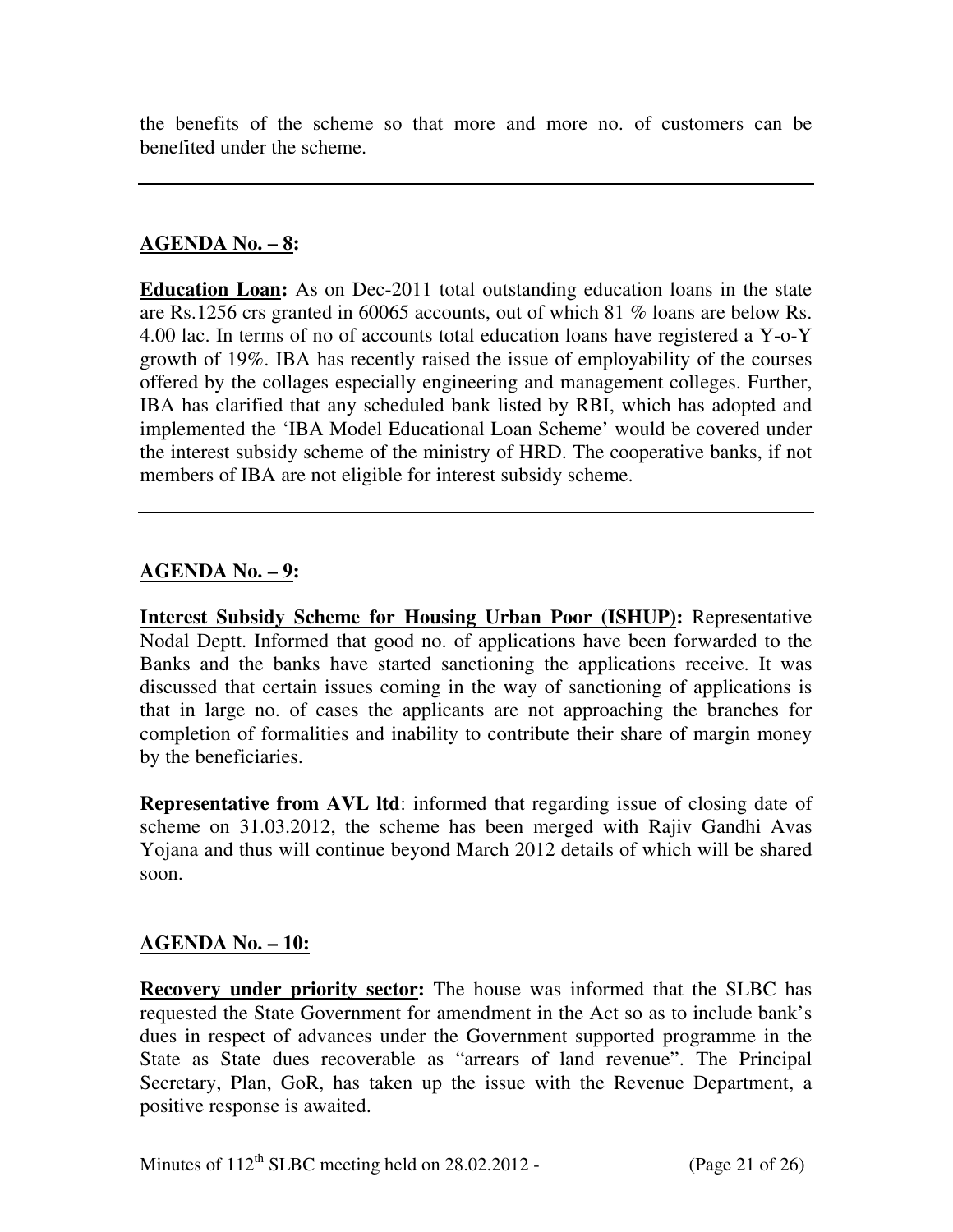the benefits of the scheme so that more and more no. of customers can be benefited under the scheme.

---

**AGENDA No. – 8:**

**Education Loan:** As on Dec-2011 total outstanding education loans in the state are Rs.1256 crs granted in 60065 accounts, out of which 81 % loans are below Rs. 4.00 lac. In terms of no of accounts total education loans have registered a Y-o-Y growth of 19%. IBA has recently raised the issue of employability of the courses offered by the collages especially engineering and management colleges. Further, IBA has clarified that any scheduled bank listed by RBI, which has adopted and implemented the 'IBA Model Educational Loan Scheme' would be covered under the interest subsidy scheme of the ministry of HRD. The cooperative banks, if not members of IBA are not eligible for interest subsidy scheme.

---

**AGENDA No. – 9:**

**Interest Subsidy Scheme for Housing Urban Poor (ISHUP):** Representative Nodal Deptt. Informed that good no. of applications have been forwarded to the Banks and the banks have started sanctioning the applications receive. It was discussed that certain issues coming in the way of sanctioning of applications is that in large no. of cases the applicants are not approaching the branches for completion of formalities and inability to contribute their share of margin money by the beneficiaries.

**Representative from AVL ltd**: informed that regarding issue of closing date of scheme on 31.03.2012, the scheme has been merged with Rajiv Gandhi Avas Yojana and thus will continue beyond March 2012 details of which will be shared soon.

**AGENDA No. – 10:**

**Recovery under priority sector:** The house was informed that the SLBC has requested the State Government for amendment in the Act so as to include bank's dues in respect of advances under the Government supported programme in the State as State dues recoverable as "arrears of land revenue". The Principal Secretary, Plan, GoR, has taken up the issue with the Revenue Department, a positive response is awaited.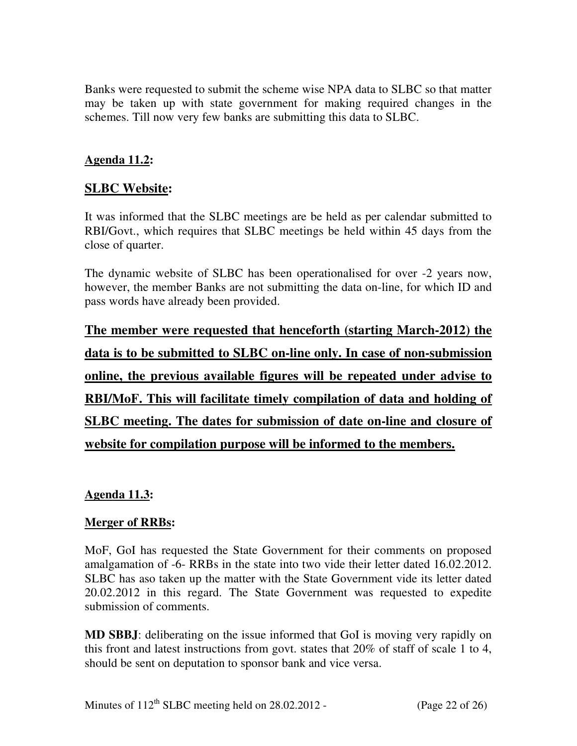Banks were requested to submit the scheme wise NPA data to SLBC so that matter may be taken up with state government for making required changes in the schemes. Till now very few banks are submitting this data to SLBC.

**Agenda 11.2:**

## SLBC Website:

It was informed that the SLBC meetings are be held as per calendar submitted to RBI/Govt., which requires that SLBC meetings be held within 45 days from the close of quarter.

The dynamic website of SLBC has been operationalised for over -2 years now, however, the member Banks are not submitting the data on-line, for which ID and pass words have already been provided.

**The member were requested that henceforth (starting March-2012) the data is to be submitted to SLBC on-line only. In case of non-submission online, the previous available figures will be repeated under advise to RBI/MoF. This will facilitate timely compilation of data and holding of SLBC meeting. The dates for submission of date on-line and closure of website for compilation purpose will be informed to the members.**

**Agenda 11.3:**

**Merger of RRBs:**

MoF, GoI has requested the State Government for their comments on proposed amalgamation of -6- RRBs in the state into two vide their letter dated 16.02.2012. SLBC has aso taken up the matter with the State Government vide its letter dated 20.02.2012 in this regard. The State Government was requested to expedite submission of comments.

**MD SBBJ**: deliberating on the issue informed that GoI is moving very rapidly on this front and latest instructions from govt. states that 20% of staff of scale 1 to 4, should be sent on deputation to sponsor bank and vice versa.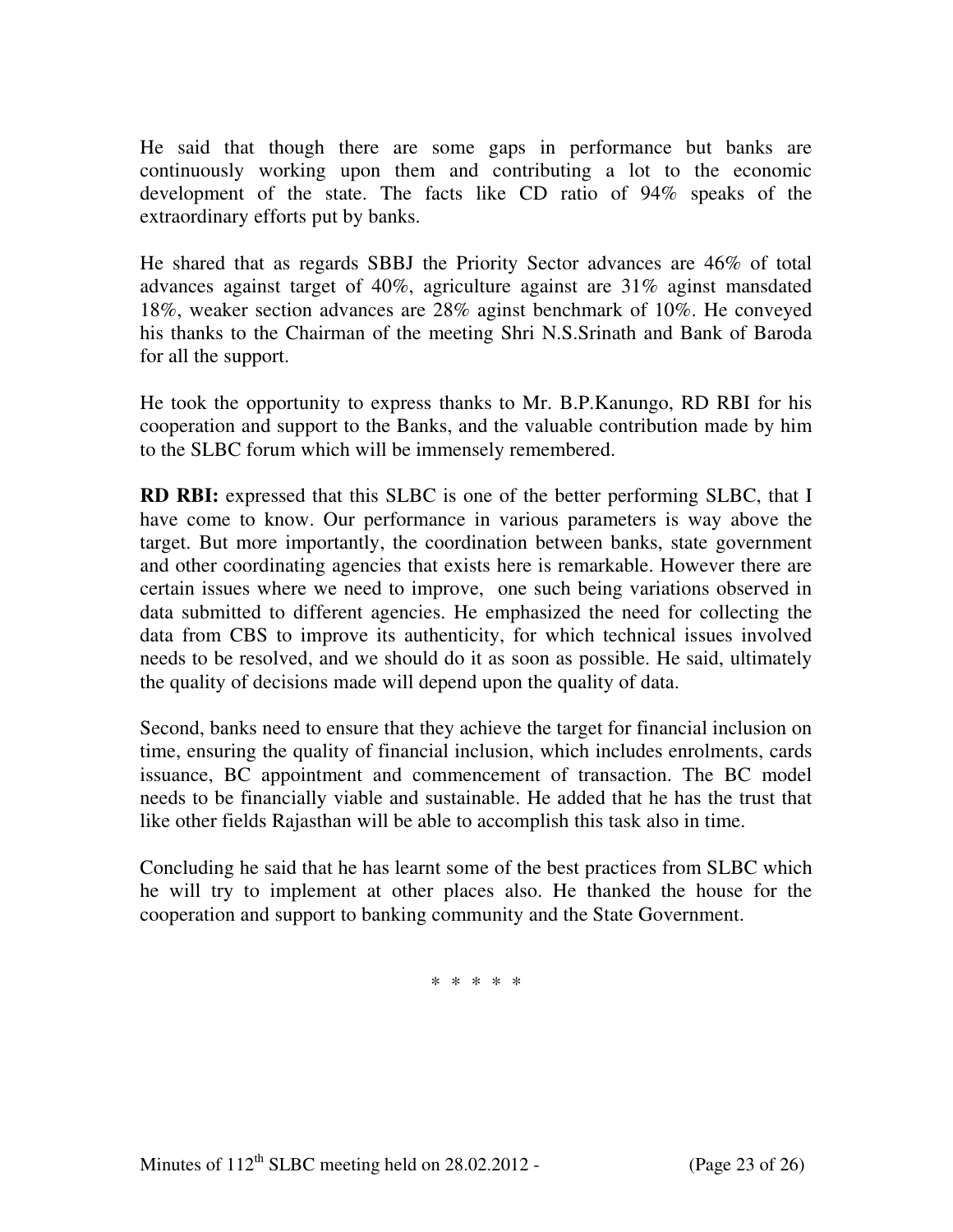He said that though there are some gaps in performance but banks are continuously working upon them and contributing a lot to the economic development of the state. The facts like CD ratio of 94% speaks of the extraordinary efforts put by banks.

He shared that as regards SBBJ the Priority Sector advances are 46% of total advances against target of 40%, agriculture against are 31% aginst mansdated 18%, weaker section advances are 28% aginst benchmark of 10%. He conveyed his thanks to the Chairman of the meeting Shri N.S.Srinath and Bank of Baroda for all the support.

He took the opportunity to express thanks to Mr. B.P.Kanungo, RD RBI for his cooperation and support to the Banks, and the valuable contribution made by him to the SLBC forum which will be immensely remembered.

**RD RBI:** expressed that this SLBC is one of the better performing SLBC, that I have come to know. Our performance in various parameters is way above the target. But more importantly, the coordination between banks, state government and other coordinating agencies that exists here is remarkable. However there are certain issues where we need to improve, one such being variations observed in data submitted to different agencies. He emphasized the need for collecting the data from CBS to improve its authenticity, for which technical issues involved needs to be resolved, and we should do it as soon as possible. He said, ultimately the quality of decisions made will depend upon the quality of data.

Second, banks need to ensure that they achieve the target for financial inclusion on time, ensuring the quality of financial inclusion, which includes enrolments, cards issuance, BC appointment and commencement of transaction. The BC model needs to be financially viable and sustainable. He added that he has the trust that like other fields Rajasthan will be able to accomplish this task also in time.

Concluding he said that he has learnt some of the best practices from SLBC which he will try to implement at other places also. He thanked the house for the cooperation and support to banking community and the State Government.

\* \* \* \* \*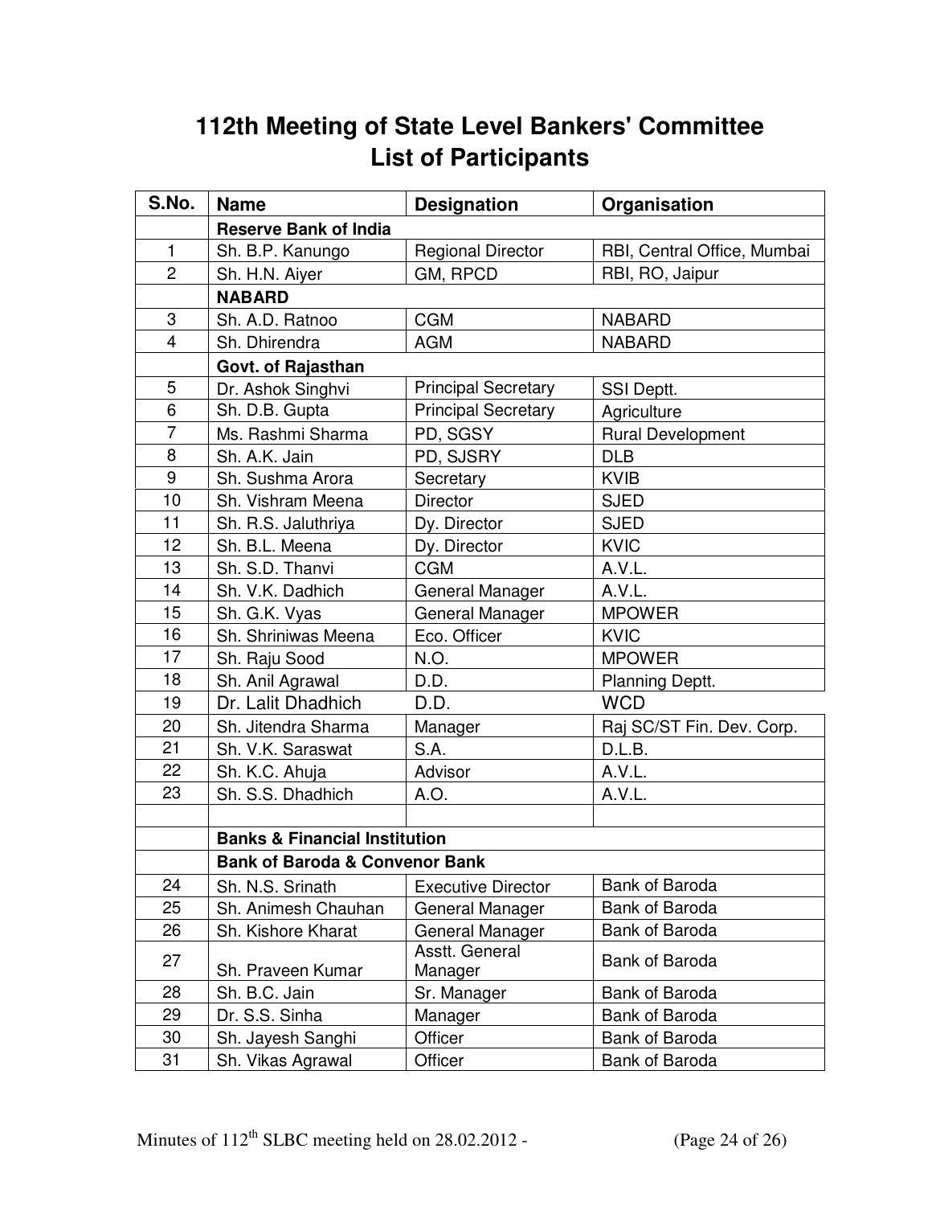# 112th Meeting of State Level Bankers' Committee
## List of Participants

| S.No. | Name | Designation | Organisation |
|---|---|---|---|
| | **Reserve Bank of India** | | |
| 1 | Sh. B.P. Kanungo | Regional Director | RBI, Central Office, Mumbai |
| 2 | Sh. H.N. Aiyer | GM, RPCD | RBI, RO, Jaipur |
| | **NABARD** | | |
| 3 | Sh. A.D. Ratnoo | CGM | NABARD |
| 4 | Sh. Dhirendra | AGM | NABARD |
| | **Govt. of Rajasthan** | | |
| 5 | Dr. Ashok Singhvi | Principal Secretary | SSI Deptt. |
| 6 | Sh. D.B. Gupta | Principal Secretary | Agriculture |
| 7 | Ms. Rashmi Sharma | PD, SGSY | Rural Development |
| 8 | Sh. A.K. Jain | PD, SJSRY | DLB |
| 9 | Sh. Sushma Arora | Secretary | KVIB |
| 10 | Sh. Vishram Meena | Director | SJED |
| 11 | Sh. R.S. Jaluthriya | Dy. Director | SJED |
| 12 | Sh. B.L. Meena | Dy. Director | KVIC |
| 13 | Sh. S.D. Thanvi | CGM | A.V.L. |
| 14 | Sh. V.K. Dadhich | General Manager | A.V.L. |
| 15 | Sh. G.K. Vyas | General Manager | MPOWER |
| 16 | Sh. Shriniwas Meena | Eco. Officer | KVIC |
| 17 | Sh. Raju Sood | N.O. | MPOWER |
| 18 | Sh. Anil Agrawal | D.D. | Planning Deptt. |
| 19 | Dr. Lalit Dhadhich | D.D. | WCD |
| 20 | Sh. Jitendra Sharma | Manager | Raj SC/ST Fin. Dev. Corp. |
| 21 | Sh. V.K. Saraswat | S.A. | D.L.B. |
| 22 | Sh. K.C. Ahuja | Advisor | A.V.L. |
| 23 | Sh. S.S. Dhadhich | A.O. | A.V.L. |
| | | | |
| | **Banks & Financial Institution** | | |
| | **Bank of Baroda & Convenor Bank** | | |
| 24 | Sh. N.S. Srinath | Executive Director | Bank of Baroda |
| 25 | Sh. Animesh Chauhan | General Manager | Bank of Baroda |
| 26 | Sh. Kishore Kharat | General Manager | Bank of Baroda |
| 27 | Sh. Praveen Kumar | Asstt. General Manager | Bank of Baroda |
| 28 | Sh. B.C. Jain | Sr. Manager | Bank of Baroda |
| 29 | Dr. S.S. Sinha | Manager | Bank of Baroda |
| 30 | Sh. Jayesh Sanghi | Officer | Bank of Baroda |
| 31 | Sh. Vikas Agrawal | Officer | Bank of Baroda |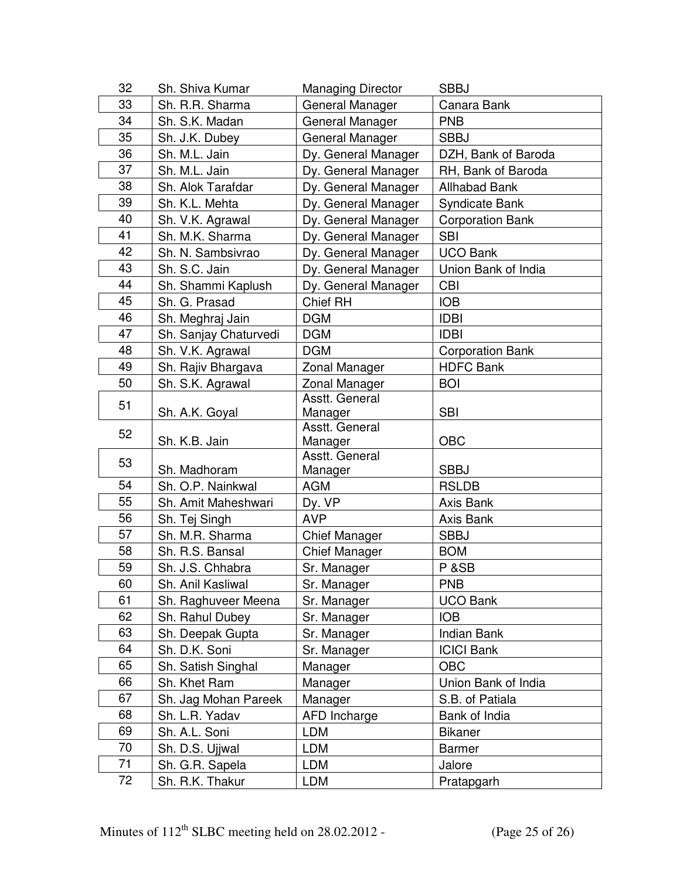| 32 | Sh. Shiva Kumar | Managing Director | SBBJ |
|---|---|---|---|
| 33 | Sh. R.R. Sharma | General Manager | Canara Bank |
| 34 | Sh. S.K. Madan | General Manager | PNB |
| 35 | Sh. J.K. Dubey | General Manager | SBBJ |
| 36 | Sh. M.L. Jain | Dy. General Manager | DZH, Bank of Baroda |
| 37 | Sh. M.L. Jain | Dy. General Manager | RH, Bank of Baroda |
| 38 | Sh. Alok Tarafdar | Dy. General Manager | Allhabad Bank |
| 39 | Sh. K.L. Mehta | Dy. General Manager | Syndicate Bank |
| 40 | Sh. V.K. Agrawal | Dy. General Manager | Corporation Bank |
| 41 | Sh. M.K. Sharma | Dy. General Manager | SBI |
| 42 | Sh. N. Sambsivrao | Dy. General Manager | UCO Bank |
| 43 | Sh. S.C. Jain | Dy. General Manager | Union Bank of India |
| 44 | Sh. Shammi Kaplush | Dy. General Manager | CBI |
| 45 | Sh. G. Prasad | Chief RH | IOB |
| 46 | Sh. Meghraj Jain | DGM | IDBI |
| 47 | Sh. Sanjay Chaturvedi | DGM | IDBI |
| 48 | Sh. V.K. Agrawal | DGM | Corporation Bank |
| 49 | Sh. Rajiv Bhargava | Zonal Manager | HDFC Bank |
| 50 | Sh. S.K. Agrawal | Zonal Manager | BOI |
| 51 | Sh. A.K. Goyal | Asstt. General Manager | SBI |
| 52 | Sh. K.B. Jain | Asstt. General Manager | OBC |
| 53 | Sh. Madhoram | Asstt. General Manager | SBBJ |
| 54 | Sh. O.P. Nainkwal | AGM | RSLDB |
| 55 | Sh. Amit Maheshwari | Dy. VP | Axis Bank |
| 56 | Sh. Tej Singh | AVP | Axis Bank |
| 57 | Sh. M.R. Sharma | Chief Manager | SBBJ |
| 58 | Sh. R.S. Bansal | Chief Manager | BOM |
| 59 | Sh. J.S. Chhabra | Sr. Manager | P &SB |
| 60 | Sh. Anil Kasliwal | Sr. Manager | PNB |
| 61 | Sh. Raghuveer Meena | Sr. Manager | UCO Bank |
| 62 | Sh. Rahul Dubey | Sr. Manager | IOB |
| 63 | Sh. Deepak Gupta | Sr. Manager | Indian Bank |
| 64 | Sh. D.K. Soni | Sr. Manager | ICICI Bank |
| 65 | Sh. Satish Singhal | Manager | OBC |
| 66 | Sh. Khet Ram | Manager | Union Bank of India |
| 67 | Sh. Jag Mohan Pareek | Manager | S.B. of Patiala |
| 68 | Sh. L.R. Yadav | AFD Incharge | Bank of India |
| 69 | Sh. A.L. Soni | LDM | Bikaner |
| 70 | Sh. D.S. Ujjwal | LDM | Barmer |
| 71 | Sh. G.R. Sapela | LDM | Jalore |
| 72 | Sh. R.K. Thakur | LDM | Pratapgarh |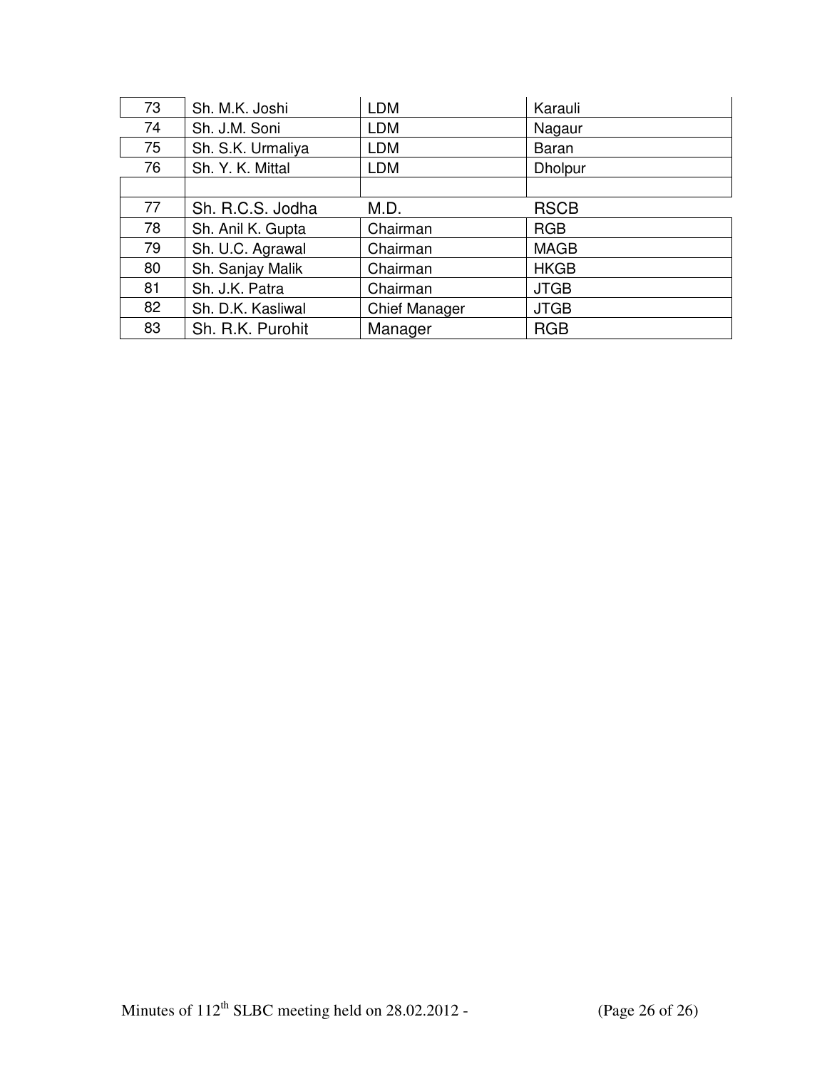| | | | |
|---|---|---|---|
| 73 | Sh. M.K. Joshi | LDM | Karauli |
| 74 | Sh. J.M. Soni | LDM | Nagaur |
| 75 | Sh. S.K. Urmaliya | LDM | Baran |
| 76 | Sh. Y. K. Mittal | LDM | Dholpur |
| | | | |
| 77 | Sh. R.C.S. Jodha | M.D. | RSCB |
| 78 | Sh. Anil K. Gupta | Chairman | RGB |
| 79 | Sh. U.C. Agrawal | Chairman | MAGB |
| 80 | Sh. Sanjay Malik | Chairman | HKGB |
| 81 | Sh. J.K. Patra | Chairman | JTGB |
| 82 | Sh. D.K. Kasliwal | Chief Manager | JTGB |
| 83 | Sh. R.K. Purohit | Manager | RGB |